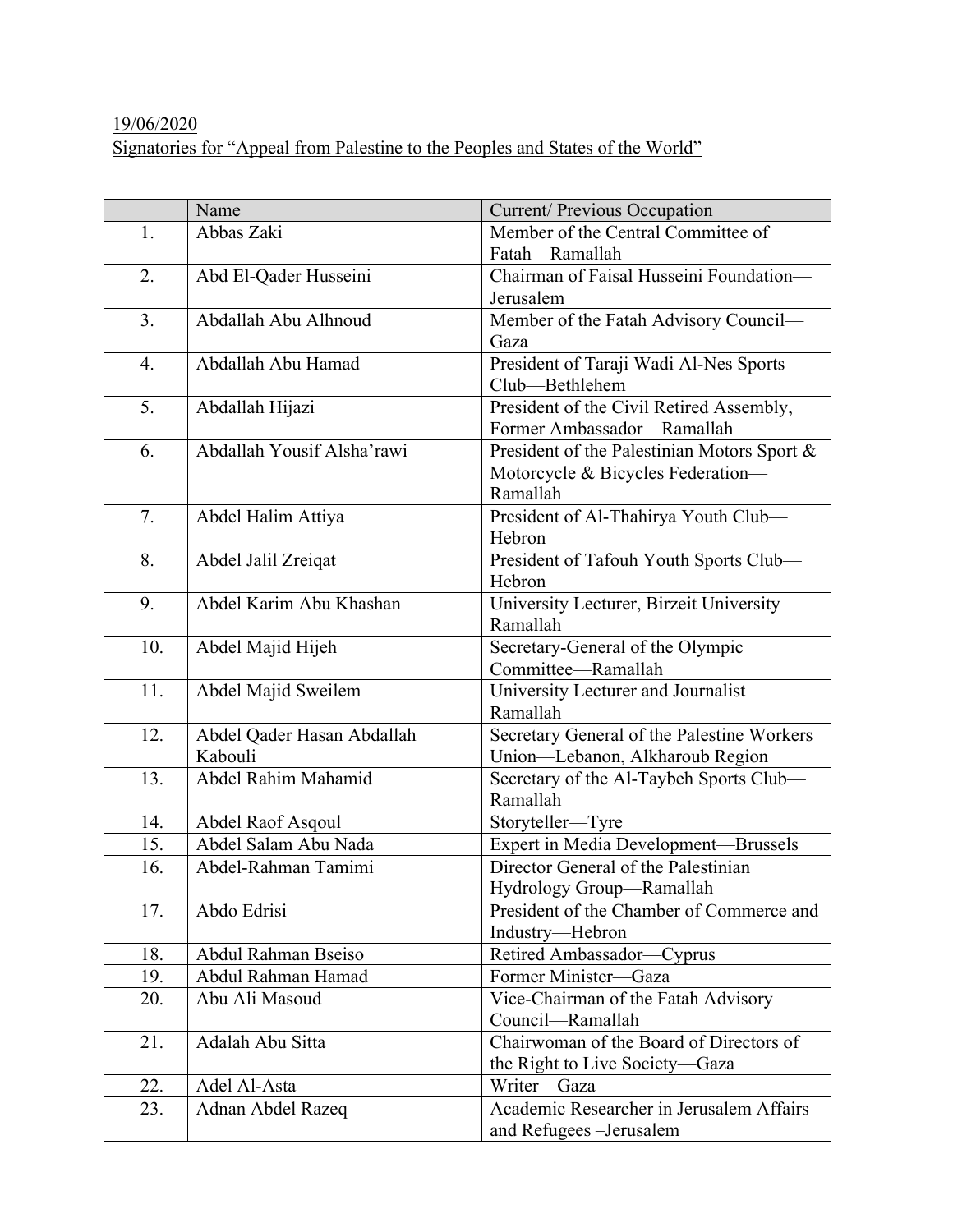19/06/2020

Signatories for "Appeal from Palestine to the Peoples and States of the World"

| | Name | Current/ Previous Occupation |
|---|---|---|
| 1. | Abbas Zaki | Member of the Central Committee of Fatah—Ramallah |
| 2. | Abd El-Qader Husseini | Chairman of Faisal Husseini Foundation—Jerusalem |
| 3. | Abdallah Abu Alhnoud | Member of the Fatah Advisory Council—Gaza |
| 4. | Abdallah Abu Hamad | President of Taraji Wadi Al-Nes Sports Club—Bethlehem |
| 5. | Abdallah Hijazi | President of the Civil Retired Assembly, Former Ambassador—Ramallah |
| 6. | Abdallah Yousif Alsha'rawi | President of the Palestinian Motors Sport & Motorcycle & Bicycles Federation—Ramallah |
| 7. | Abdel Halim Attiya | President of Al-Thahirya Youth Club—Hebron |
| 8. | Abdel Jalil Zreiqat | President of Tafouh Youth Sports Club—Hebron |
| 9. | Abdel Karim Abu Khashan | University Lecturer, Birzeit University—Ramallah |
| 10. | Abdel Majid Hijeh | Secretary-General of the Olympic Committee—Ramallah |
| 11. | Abdel Majid Sweilem | University Lecturer and Journalist—Ramallah |
| 12. | Abdel Qader Hasan Abdallah Kabouli | Secretary General of the Palestine Workers Union—Lebanon, Alkharoub Region |
| 13. | Abdel Rahim Mahamid | Secretary of the Al-Taybeh Sports Club—Ramallah |
| 14. | Abdel Raof Asqoul | Storyteller—Tyre |
| 15. | Abdel Salam Abu Nada | Expert in Media Development—Brussels |
| 16. | Abdel-Rahman Tamimi | Director General of the Palestinian Hydrology Group—Ramallah |
| 17. | Abdo Edrisi | President of the Chamber of Commerce and Industry—Hebron |
| 18. | Abdul Rahman Bseiso | Retired Ambassador—Cyprus |
| 19. | Abdul Rahman Hamad | Former Minister—Gaza |
| 20. | Abu Ali Masoud | Vice-Chairman of the Fatah Advisory Council—Ramallah |
| 21. | Adalah Abu Sitta | Chairwoman of the Board of Directors of the Right to Live Society—Gaza |
| 22. | Adel Al-Asta | Writer—Gaza |
| 23. | Adnan Abdel Razeq | Academic Researcher in Jerusalem Affairs and Refugees –Jerusalem |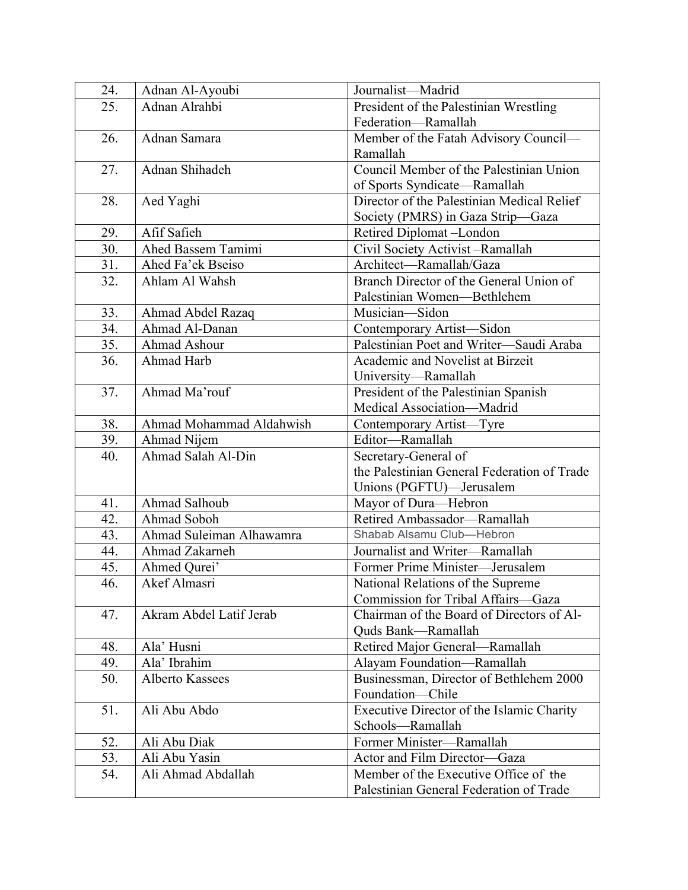| 24. | Adnan Al-Ayoubi | Journalist—Madrid |
|---|---|---|
| 25. | Adnan Alrahbi | President of the Palestinian Wrestling Federation—Ramallah |
| 26. | Adnan Samara | Member of the Fatah Advisory Council—Ramallah |
| 27. | Adnan Shihadeh | Council Member of the Palestinian Union of Sports Syndicate—Ramallah |
| 28. | Aed Yaghi | Director of the Palestinian Medical Relief Society (PMRS) in Gaza Strip—Gaza |
| 29. | Afif Safieh | Retired Diplomat –London |
| 30. | Ahed Bassem Tamimi | Civil Society Activist –Ramallah |
| 31. | Ahed Fa'ek Bseiso | Architect—Ramallah/Gaza |
| 32. | Ahlam Al Wahsh | Branch Director of the General Union of Palestinian Women—Bethlehem |
| 33. | Ahmad Abdel Razaq | Musician—Sidon |
| 34. | Ahmad Al-Danan | Contemporary Artist—Sidon |
| 35. | Ahmad Ashour | Palestinian Poet and Writer—Saudi Araba |
| 36. | Ahmad Harb | Academic and Novelist at Birzeit University—Ramallah |
| 37. | Ahmad Ma'rouf | President of the Palestinian Spanish Medical Association—Madrid |
| 38. | Ahmad Mohammad Aldahwish | Contemporary Artist—Tyre |
| 39. | Ahmad Nijem | Editor—Ramallah |
| 40. | Ahmad Salah Al-Din | Secretary-General of the Palestinian General Federation of Trade Unions (PGFTU)—Jerusalem |
| 41. | Ahmad Salhoub | Mayor of Dura—Hebron |
| 42. | Ahmad Soboh | Retired Ambassador—Ramallah |
| 43. | Ahmad Suleiman Alhawamra | Shabab Alsamu Club—Hebron |
| 44. | Ahmad Zakarneh | Journalist and Writer—Ramallah |
| 45. | Ahmed Qurei' | Former Prime Minister—Jerusalem |
| 46. | Akef Almasri | National Relations of the Supreme Commission for Tribal Affairs—Gaza |
| 47. | Akram Abdel Latif Jerab | Chairman of the Board of Directors of Al-Quds Bank—Ramallah |
| 48. | Ala' Husni | Retired Major General—Ramallah |
| 49. | Ala' Ibrahim | Alayam Foundation—Ramallah |
| 50. | Alberto Kassees | Businessman, Director of Bethlehem 2000 Foundation—Chile |
| 51. | Ali Abu Abdo | Executive Director of the Islamic Charity Schools—Ramallah |
| 52. | Ali Abu Diak | Former Minister—Ramallah |
| 53. | Ali Abu Yasin | Actor and Film Director—Gaza |
| 54. | Ali Ahmad Abdallah | Member of the Executive Office of the Palestinian General Federation of Trade |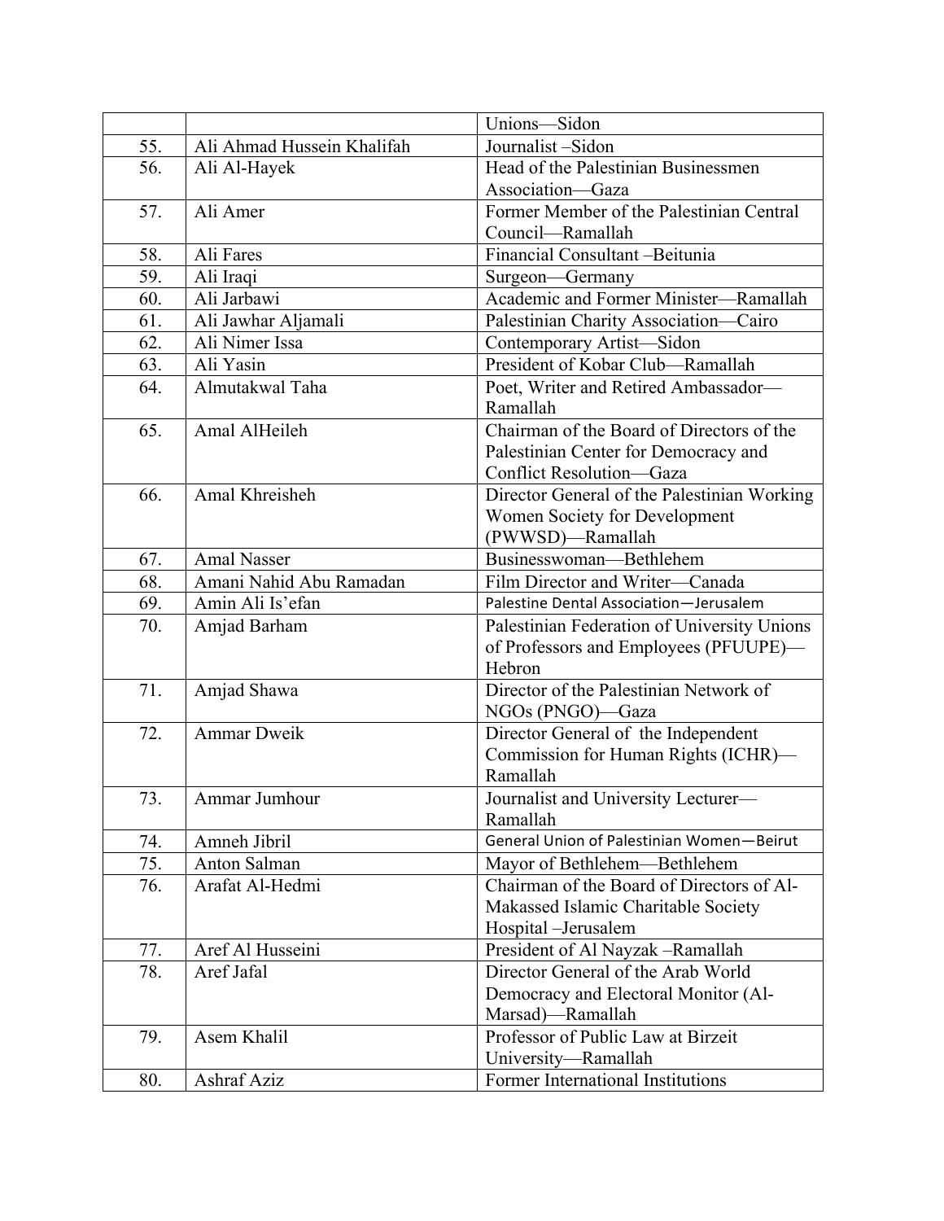| | | |
|---|---|---|
| | | Unions—Sidon |
| 55. | Ali Ahmad Hussein Khalifah | Journalist –Sidon |
| 56. | Ali Al-Hayek | Head of the Palestinian Businessmen Association—Gaza |
| 57. | Ali Amer | Former Member of the Palestinian Central Council—Ramallah |
| 58. | Ali Fares | Financial Consultant –Beitunia |
| 59. | Ali Iraqi | Surgeon—Germany |
| 60. | Ali Jarbawi | Academic and Former Minister—Ramallah |
| 61. | Ali Jawhar Aljamali | Palestinian Charity Association—Cairo |
| 62. | Ali Nimer Issa | Contemporary Artist—Sidon |
| 63. | Ali Yasin | President of Kobar Club—Ramallah |
| 64. | Almutakwal Taha | Poet, Writer and Retired Ambassador—Ramallah |
| 65. | Amal AlHeileh | Chairman of the Board of Directors of the Palestinian Center for Democracy and Conflict Resolution—Gaza |
| 66. | Amal Khreisheh | Director General of the Palestinian Working Women Society for Development (PWWSD)—Ramallah |
| 67. | Amal Nasser | Businesswoman—Bethlehem |
| 68. | Amani Nahid Abu Ramadan | Film Director and Writer—Canada |
| 69. | Amin Ali Is'efan | Palestine Dental Association—Jerusalem |
| 70. | Amjad Barham | Palestinian Federation of University Unions of Professors and Employees (PFUUPE)—Hebron |
| 71. | Amjad Shawa | Director of the Palestinian Network of NGOs (PNGO)—Gaza |
| 72. | Ammar Dweik | Director General of the Independent Commission for Human Rights (ICHR)—Ramallah |
| 73. | Ammar Jumhour | Journalist and University Lecturer—Ramallah |
| 74. | Amneh Jibril | General Union of Palestinian Women—Beirut |
| 75. | Anton Salman | Mayor of Bethlehem—Bethlehem |
| 76. | Arafat Al-Hedmi | Chairman of the Board of Directors of Al-Makassed Islamic Charitable Society Hospital –Jerusalem |
| 77. | Aref Al Husseini | President of Al Nayzak –Ramallah |
| 78. | Aref Jafal | Director General of the Arab World Democracy and Electoral Monitor (Al-Marsad)—Ramallah |
| 79. | Asem Khalil | Professor of Public Law at Birzeit University—Ramallah |
| 80. | Ashraf Aziz | Former International Institutions |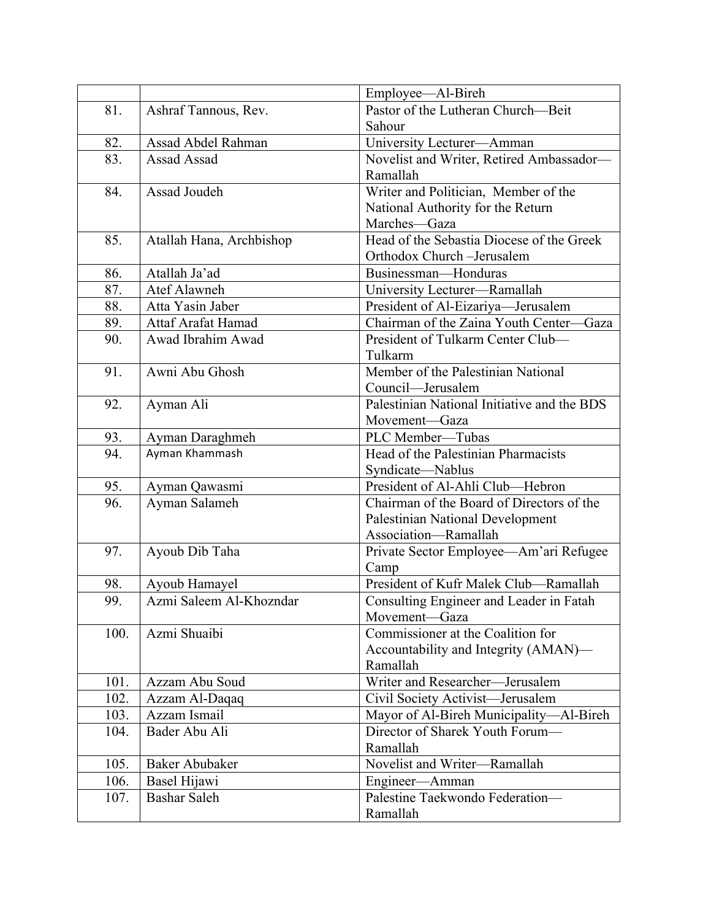| | | |
|---|---|---|
| | | Employee—Al-Bireh |
| 81. | Ashraf Tannous, Rev. | Pastor of the Lutheran Church—Beit Sahour |
| 82. | Assad Abdel Rahman | University Lecturer—Amman |
| 83. | Assad Assad | Novelist and Writer, Retired Ambassador—Ramallah |
| 84. | Assad Joudeh | Writer and Politician, Member of the National Authority for the Return Marches—Gaza |
| 85. | Atallah Hana, Archbishop | Head of the Sebastia Diocese of the Greek Orthodox Church –Jerusalem |
| 86. | Atallah Ja'ad | Businessman—Honduras |
| 87. | Atef Alawneh | University Lecturer—Ramallah |
| 88. | Atta Yasin Jaber | President of Al-Eizariya—Jerusalem |
| 89. | Attaf Arafat Hamad | Chairman of the Zaina Youth Center—Gaza |
| 90. | Awad Ibrahim Awad | President of Tulkarm Center Club—Tulkarm |
| 91. | Awni Abu Ghosh | Member of the Palestinian National Council—Jerusalem |
| 92. | Ayman Ali | Palestinian National Initiative and the BDS Movement—Gaza |
| 93. | Ayman Daraghmeh | PLC Member—Tubas |
| 94. | Ayman Khammash | Head of the Palestinian Pharmacists Syndicate—Nablus |
| 95. | Ayman Qawasmi | President of Al-Ahli Club—Hebron |
| 96. | Ayman Salameh | Chairman of the Board of Directors of the Palestinian National Development Association—Ramallah |
| 97. | Ayoub Dib Taha | Private Sector Employee—Am'ari Refugee Camp |
| 98. | Ayoub Hamayel | President of Kufr Malek Club—Ramallah |
| 99. | Azmi Saleem Al-Khozndar | Consulting Engineer and Leader in Fatah Movement—Gaza |
| 100. | Azmi Shuaibi | Commissioner at the Coalition for Accountability and Integrity (AMAN)—Ramallah |
| 101. | Azzam Abu Soud | Writer and Researcher—Jerusalem |
| 102. | Azzam Al-Daqaq | Civil Society Activist—Jerusalem |
| 103. | Azzam Ismail | Mayor of Al-Bireh Municipality—Al-Bireh |
| 104. | Bader Abu Ali | Director of Sharek Youth Forum—Ramallah |
| 105. | Baker Abubaker | Novelist and Writer—Ramallah |
| 106. | Basel Hijawi | Engineer—Amman |
| 107. | Bashar Saleh | Palestine Taekwondo Federation—Ramallah |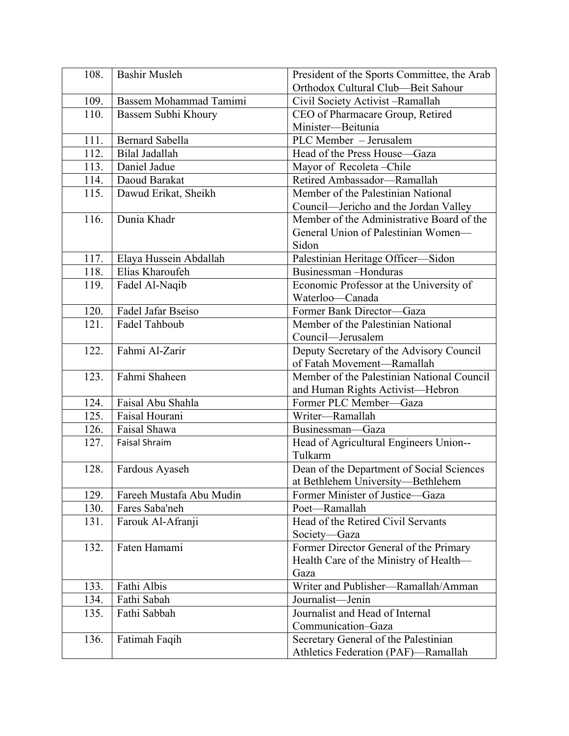| | | |
|---|---|---|
| 108. | Bashir Musleh | President of the Sports Committee, the Arab Orthodox Cultural Club—Beit Sahour |
| 109. | Bassem Mohammad Tamimi | Civil Society Activist –Ramallah |
| 110. | Bassem Subhi Khoury | CEO of Pharmacare Group, Retired Minister—Beitunia |
| 111. | Bernard Sabella | PLC Member – Jerusalem |
| 112. | Bilal Jadallah | Head of the Press House—Gaza |
| 113. | Daniel Jadue | Mayor of Recoleta –Chile |
| 114. | Daoud Barakat | Retired Ambassador—Ramallah |
| 115. | Dawud Erikat, Sheikh | Member of the Palestinian National Council—Jericho and the Jordan Valley |
| 116. | Dunia Khadr | Member of the Administrative Board of the General Union of Palestinian Women—Sidon |
| 117. | Elaya Hussein Abdallah | Palestinian Heritage Officer—Sidon |
| 118. | Elias Kharoufeh | Businessman –Honduras |
| 119. | Fadel Al-Naqib | Economic Professor at the University of Waterloo—Canada |
| 120. | Fadel Jafar Bseiso | Former Bank Director—Gaza |
| 121. | Fadel Tahboub | Member of the Palestinian National Council—Jerusalem |
| 122. | Fahmi Al-Zarir | Deputy Secretary of the Advisory Council of Fatah Movement—Ramallah |
| 123. | Fahmi Shaheen | Member of the Palestinian National Council and Human Rights Activist—Hebron |
| 124. | Faisal Abu Shahla | Former PLC Member—Gaza |
| 125. | Faisal Hourani | Writer—Ramallah |
| 126. | Faisal Shawa | Businessman—Gaza |
| 127. | Faisal Shraim | Head of Agricultural Engineers Union--Tulkarm |
| 128. | Fardous Ayaseh | Dean of the Department of Social Sciences at Bethlehem University—Bethlehem |
| 129. | Fareeh Mustafa Abu Mudin | Former Minister of Justice—Gaza |
| 130. | Fares Saba'neh | Poet—Ramallah |
| 131. | Farouk Al-Afranji | Head of the Retired Civil Servants Society—Gaza |
| 132. | Faten Hamami | Former Director General of the Primary Health Care of the Ministry of Health—Gaza |
| 133. | Fathi Albis | Writer and Publisher—Ramallah/Amman |
| 134. | Fathi Sabah | Journalist—Jenin |
| 135. | Fathi Sabbah | Journalist and Head of Internal Communication–Gaza |
| 136. | Fatimah Faqih | Secretary General of the Palestinian Athletics Federation (PAF)—Ramallah |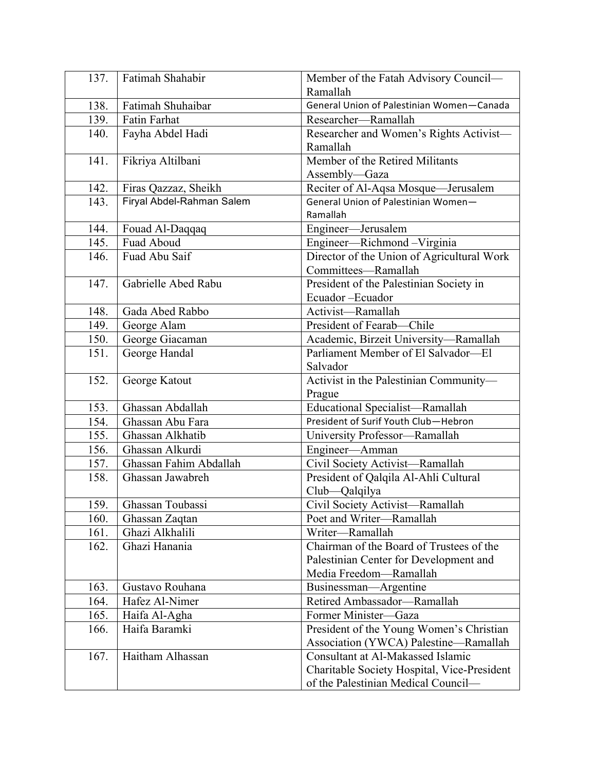| 137. | Fatimah Shahabir | Member of the Fatah Advisory Council—Ramallah |
|---|---|---|
| 138. | Fatimah Shuhaibar | General Union of Palestinian Women—Canada |
| 139. | Fatin Farhat | Researcher—Ramallah |
| 140. | Fayha Abdel Hadi | Researcher and Women's Rights Activist—Ramallah |
| 141. | Fikriya Altilbani | Member of the Retired Militants Assembly—Gaza |
| 142. | Firas Qazzaz, Sheikh | Reciter of Al-Aqsa Mosque—Jerusalem |
| 143. | Firyal Abdel-Rahman Salem | General Union of Palestinian Women—Ramallah |
| 144. | Fouad Al-Daqqaq | Engineer—Jerusalem |
| 145. | Fuad Aboud | Engineer—Richmond –Virginia |
| 146. | Fuad Abu Saif | Director of the Union of Agricultural Work Committees—Ramallah |
| 147. | Gabrielle Abed Rabu | President of the Palestinian Society in Ecuador –Ecuador |
| 148. | Gada Abed Rabbo | Activist—Ramallah |
| 149. | George Alam | President of Fearab—Chile |
| 150. | George Giacaman | Academic, Birzeit University—Ramallah |
| 151. | George Handal | Parliament Member of El Salvador—El Salvador |
| 152. | George Katout | Activist in the Palestinian Community—Prague |
| 153. | Ghassan Abdallah | Educational Specialist—Ramallah |
| 154. | Ghassan Abu Fara | President of Surif Youth Club—Hebron |
| 155. | Ghassan Alkhatib | University Professor—Ramallah |
| 156. | Ghassan Alkurdi | Engineer—Amman |
| 157. | Ghassan Fahim Abdallah | Civil Society Activist—Ramallah |
| 158. | Ghassan Jawabreh | President of Qalqila Al-Ahli Cultural Club—Qalqilya |
| 159. | Ghassan Toubassi | Civil Society Activist—Ramallah |
| 160. | Ghassan Zaqtan | Poet and Writer—Ramallah |
| 161. | Ghazi Alkhalili | Writer—Ramallah |
| 162. | Ghazi Hanania | Chairman of the Board of Trustees of the Palestinian Center for Development and Media Freedom—Ramallah |
| 163. | Gustavo Rouhana | Businessman—Argentine |
| 164. | Hafez Al-Nimer | Retired Ambassador—Ramallah |
| 165. | Haifa Al-Agha | Former Minister—Gaza |
| 166. | Haifa Baramki | President of the Young Women's Christian Association (YWCA) Palestine—Ramallah |
| 167. | Haitham Alhassan | Consultant at Al-Makassed Islamic Charitable Society Hospital, Vice-President of the Palestinian Medical Council— |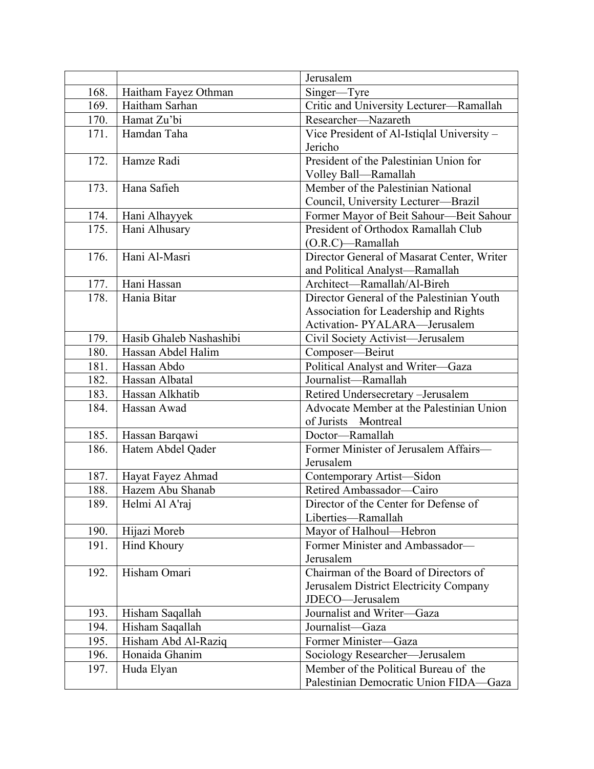| | | |
|---|---|---|
| | | Jerusalem |
| 168. | Haitham Fayez Othman | Singer—Tyre |
| 169. | Haitham Sarhan | Critic and University Lecturer—Ramallah |
| 170. | Hamat Zu'bi | Researcher—Nazareth |
| 171. | Hamdan Taha | Vice President of Al-Istiqlal University –Jericho |
| 172. | Hamze Radi | President of the Palestinian Union for Volley Ball—Ramallah |
| 173. | Hana Safieh | Member of the Palestinian National Council, University Lecturer—Brazil |
| 174. | Hani Alhayyek | Former Mayor of Beit Sahour—Beit Sahour |
| 175. | Hani Alhusary | President of Orthodox Ramallah Club (O.R.C)—Ramallah |
| 176. | Hani Al-Masri | Director General of Masarat Center, Writer and Political Analyst—Ramallah |
| 177. | Hani Hassan | Architect—Ramallah/Al-Bireh |
| 178. | Hania Bitar | Director General of the Palestinian Youth Association for Leadership and Rights Activation- PYALARA—Jerusalem |
| 179. | Hasib Ghaleb Nashashibi | Civil Society Activist—Jerusalem |
| 180. | Hassan Abdel Halim | Composer—Beirut |
| 181. | Hassan Abdo | Political Analyst and Writer—Gaza |
| 182. | Hassan Albatal | Journalist—Ramallah |
| 183. | Hassan Alkhatib | Retired Undersecretary –Jerusalem |
| 184. | Hassan Awad | Advocate Member at the Palestinian Union of Jurists Montreal |
| 185. | Hassan Barqawi | Doctor—Ramallah |
| 186. | Hatem Abdel Qader | Former Minister of Jerusalem Affairs—Jerusalem |
| 187. | Hayat Fayez Ahmad | Contemporary Artist—Sidon |
| 188. | Hazem Abu Shanab | Retired Ambassador—Cairo |
| 189. | Helmi Al A'raj | Director of the Center for Defense of Liberties—Ramallah |
| 190. | Hijazi Moreb | Mayor of Halhoul—Hebron |
| 191. | Hind Khoury | Former Minister and Ambassador—Jerusalem |
| 192. | Hisham Omari | Chairman of the Board of Directors of Jerusalem District Electricity Company JDECO—Jerusalem |
| 193. | Hisham Saqallah | Journalist and Writer—Gaza |
| 194. | Hisham Saqallah | Journalist—Gaza |
| 195. | Hisham Abd Al-Raziq | Former Minister—Gaza |
| 196. | Honaida Ghanim | Sociology Researcher—Jerusalem |
| 197. | Huda Elyan | Member of the Political Bureau of the Palestinian Democratic Union FIDA—Gaza |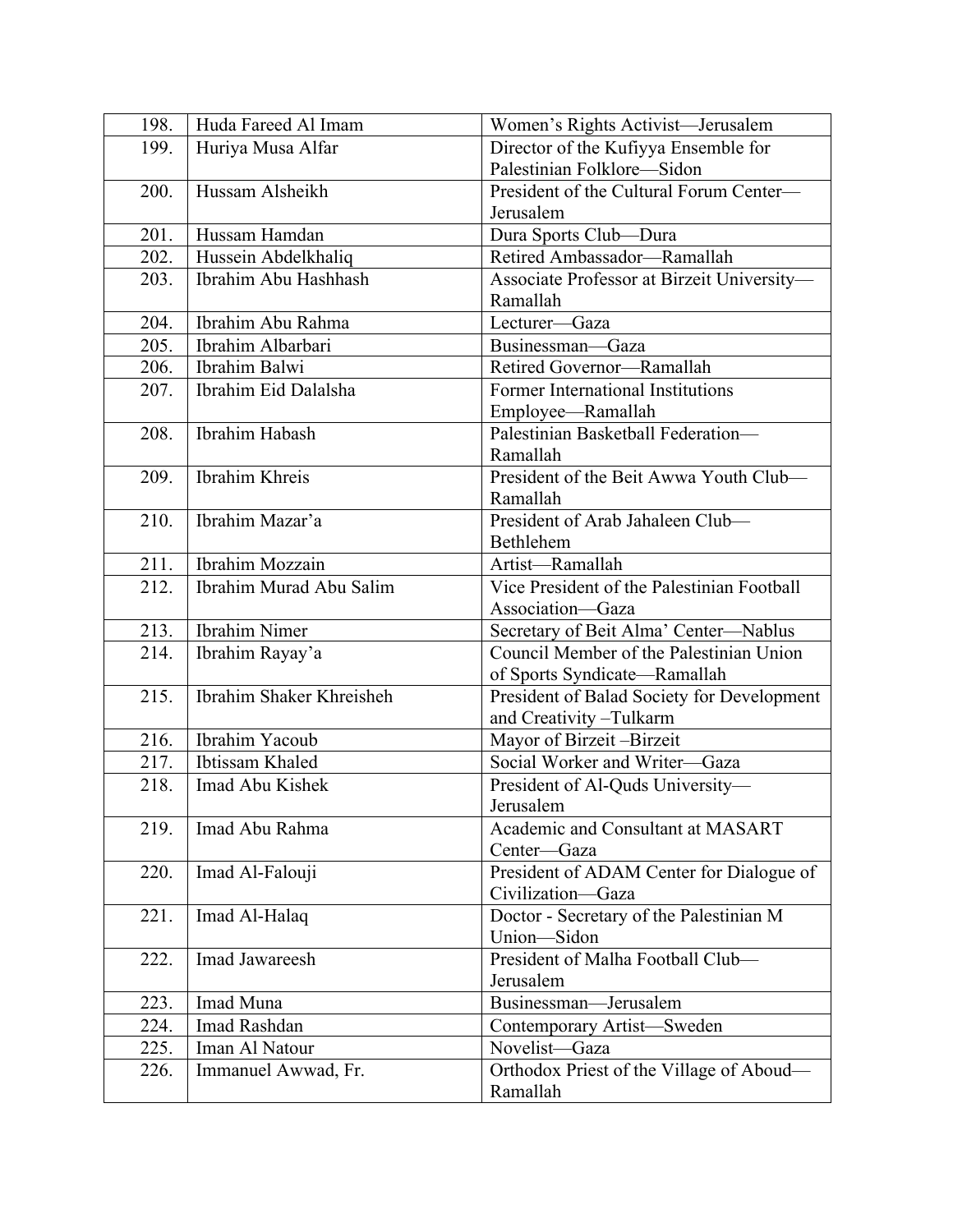| 198. | Huda Fareed Al Imam | Women's Rights Activist—Jerusalem |
|---|---|---|
| 199. | Huriya Musa Alfar | Director of the Kufiyya Ensemble for Palestinian Folklore—Sidon |
| 200. | Hussam Alsheikh | President of the Cultural Forum Center—Jerusalem |
| 201. | Hussam Hamdan | Dura Sports Club—Dura |
| 202. | Hussein Abdelkhaliq | Retired Ambassador—Ramallah |
| 203. | Ibrahim Abu Hashhash | Associate Professor at Birzeit University—Ramallah |
| 204. | Ibrahim Abu Rahma | Lecturer—Gaza |
| 205. | Ibrahim Albarbari | Businessman—Gaza |
| 206. | Ibrahim Balwi | Retired Governor—Ramallah |
| 207. | Ibrahim Eid Dalalsha | Former International Institutions Employee—Ramallah |
| 208. | Ibrahim Habash | Palestinian Basketball Federation—Ramallah |
| 209. | Ibrahim Khreis | President of the Beit Awwa Youth Club—Ramallah |
| 210. | Ibrahim Mazar'a | President of Arab Jahaleen Club—Bethlehem |
| 211. | Ibrahim Mozzain | Artist—Ramallah |
| 212. | Ibrahim Murad Abu Salim | Vice President of the Palestinian Football Association—Gaza |
| 213. | Ibrahim Nimer | Secretary of Beit Alma' Center—Nablus |
| 214. | Ibrahim Rayay'a | Council Member of the Palestinian Union of Sports Syndicate—Ramallah |
| 215. | Ibrahim Shaker Khreisheh | President of Balad Society for Development and Creativity –Tulkarm |
| 216. | Ibrahim Yacoub | Mayor of Birzeit –Birzeit |
| 217. | Ibtissam Khaled | Social Worker and Writer—Gaza |
| 218. | Imad Abu Kishek | President of Al-Quds University—Jerusalem |
| 219. | Imad Abu Rahma | Academic and Consultant at MASART Center—Gaza |
| 220. | Imad Al-Falouji | President of ADAM Center for Dialogue of Civilization—Gaza |
| 221. | Imad Al-Halaq | Doctor - Secretary of the Palestinian M Union—Sidon |
| 222. | Imad Jawareesh | President of Malha Football Club—Jerusalem |
| 223. | Imad Muna | Businessman—Jerusalem |
| 224. | Imad Rashdan | Contemporary Artist—Sweden |
| 225. | Iman Al Natour | Novelist—Gaza |
| 226. | Immanuel Awwad, Fr. | Orthodox Priest of the Village of Aboud—Ramallah |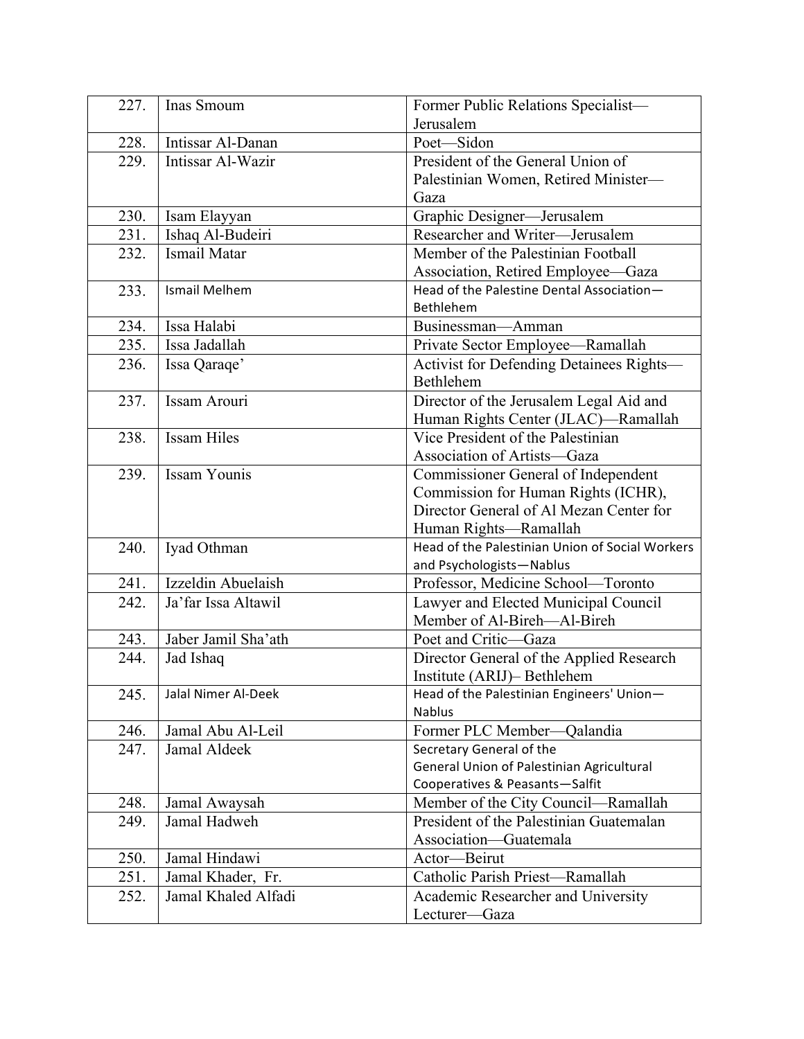| | | |
|---|---|---|
| 227. | Inas Smoum | Former Public Relations Specialist—Jerusalem |
| 228. | Intissar Al-Danan | Poet—Sidon |
| 229. | Intissar Al-Wazir | President of the General Union of Palestinian Women, Retired Minister—Gaza |
| 230. | Isam Elayyan | Graphic Designer—Jerusalem |
| 231. | Ishaq Al-Budeiri | Researcher and Writer—Jerusalem |
| 232. | Ismail Matar | Member of the Palestinian Football Association, Retired Employee—Gaza |
| 233. | Ismail Melhem | Head of the Palestine Dental Association—Bethlehem |
| 234. | Issa Halabi | Businessman—Amman |
| 235. | Issa Jadallah | Private Sector Employee—Ramallah |
| 236. | Issa Qaraqe' | Activist for Defending Detainees Rights—Bethlehem |
| 237. | Issam Arouri | Director of the Jerusalem Legal Aid and Human Rights Center (JLAC)—Ramallah |
| 238. | Issam Hiles | Vice President of the Palestinian Association of Artists—Gaza |
| 239. | Issam Younis | Commissioner General of Independent Commission for Human Rights (ICHR), Director General of Al Mezan Center for Human Rights—Ramallah |
| 240. | Iyad Othman | Head of the Palestinian Union of Social Workers and Psychologists—Nablus |
| 241. | Izzeldin Abuelaish | Professor, Medicine School—Toronto |
| 242. | Ja'far Issa Altawil | Lawyer and Elected Municipal Council Member of Al-Bireh—Al-Bireh |
| 243. | Jaber Jamil Sha'ath | Poet and Critic—Gaza |
| 244. | Jad Ishaq | Director General of the Applied Research Institute (ARIJ)– Bethlehem |
| 245. | Jalal Nimer Al-Deek | Head of the Palestinian Engineers' Union—Nablus |
| 246. | Jamal Abu Al-Leil | Former PLC Member—Qalandia |
| 247. | Jamal Aldeek | Secretary General of the General Union of Palestinian Agricultural Cooperatives & Peasants—Salfit |
| 248. | Jamal Awaysah | Member of the City Council—Ramallah |
| 249. | Jamal Hadweh | President of the Palestinian Guatemalan Association—Guatemala |
| 250. | Jamal Hindawi | Actor—Beirut |
| 251. | Jamal Khader, Fr. | Catholic Parish Priest—Ramallah |
| 252. | Jamal Khaled Alfadi | Academic Researcher and University Lecturer—Gaza |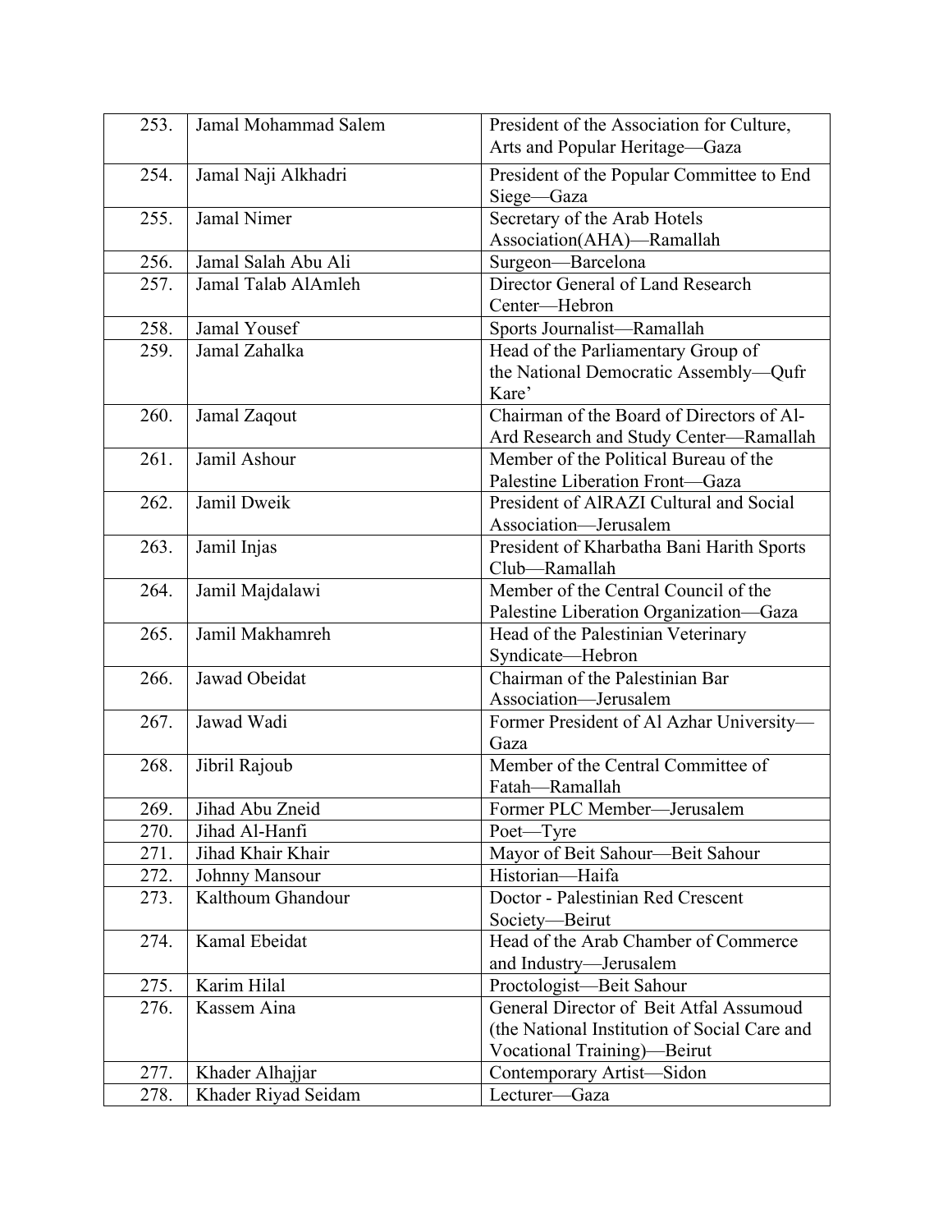| 253. | Jamal Mohammad Salem | President of the Association for Culture, Arts and Popular Heritage—Gaza |
|---|---|---|
| 254. | Jamal Naji Alkhadri | President of the Popular Committee to End Siege—Gaza |
| 255. | Jamal Nimer | Secretary of the Arab Hotels Association(AHA)—Ramallah |
| 256. | Jamal Salah Abu Ali | Surgeon—Barcelona |
| 257. | Jamal Talab AlAmleh | Director General of Land Research Center—Hebron |
| 258. | Jamal Yousef | Sports Journalist—Ramallah |
| 259. | Jamal Zahalka | Head of the Parliamentary Group of the National Democratic Assembly—Qufr Kare' |
| 260. | Jamal Zaqout | Chairman of the Board of Directors of Al-Ard Research and Study Center—Ramallah |
| 261. | Jamil Ashour | Member of the Political Bureau of the Palestine Liberation Front—Gaza |
| 262. | Jamil Dweik | President of AlRAZI Cultural and Social Association—Jerusalem |
| 263. | Jamil Injas | President of Kharbatha Bani Harith Sports Club—Ramallah |
| 264. | Jamil Majdalawi | Member of the Central Council of the Palestine Liberation Organization—Gaza |
| 265. | Jamil Makhamreh | Head of the Palestinian Veterinary Syndicate—Hebron |
| 266. | Jawad Obeidat | Chairman of the Palestinian Bar Association—Jerusalem |
| 267. | Jawad Wadi | Former President of Al Azhar University—Gaza |
| 268. | Jibril Rajoub | Member of the Central Committee of Fatah—Ramallah |
| 269. | Jihad Abu Zneid | Former PLC Member—Jerusalem |
| 270. | Jihad Al-Hanfi | Poet—Tyre |
| 271. | Jihad Khair Khair | Mayor of Beit Sahour—Beit Sahour |
| 272. | Johnny Mansour | Historian—Haifa |
| 273. | Kalthoum Ghandour | Doctor - Palestinian Red Crescent Society—Beirut |
| 274. | Kamal Ebeidat | Head of the Arab Chamber of Commerce and Industry—Jerusalem |
| 275. | Karim Hilal | Proctologist—Beit Sahour |
| 276. | Kassem Aina | General Director of Beit Atfal Assumoud (the National Institution of Social Care and Vocational Training)—Beirut |
| 277. | Khader Alhajjar | Contemporary Artist—Sidon |
| 278. | Khader Riyad Seidam | Lecturer—Gaza |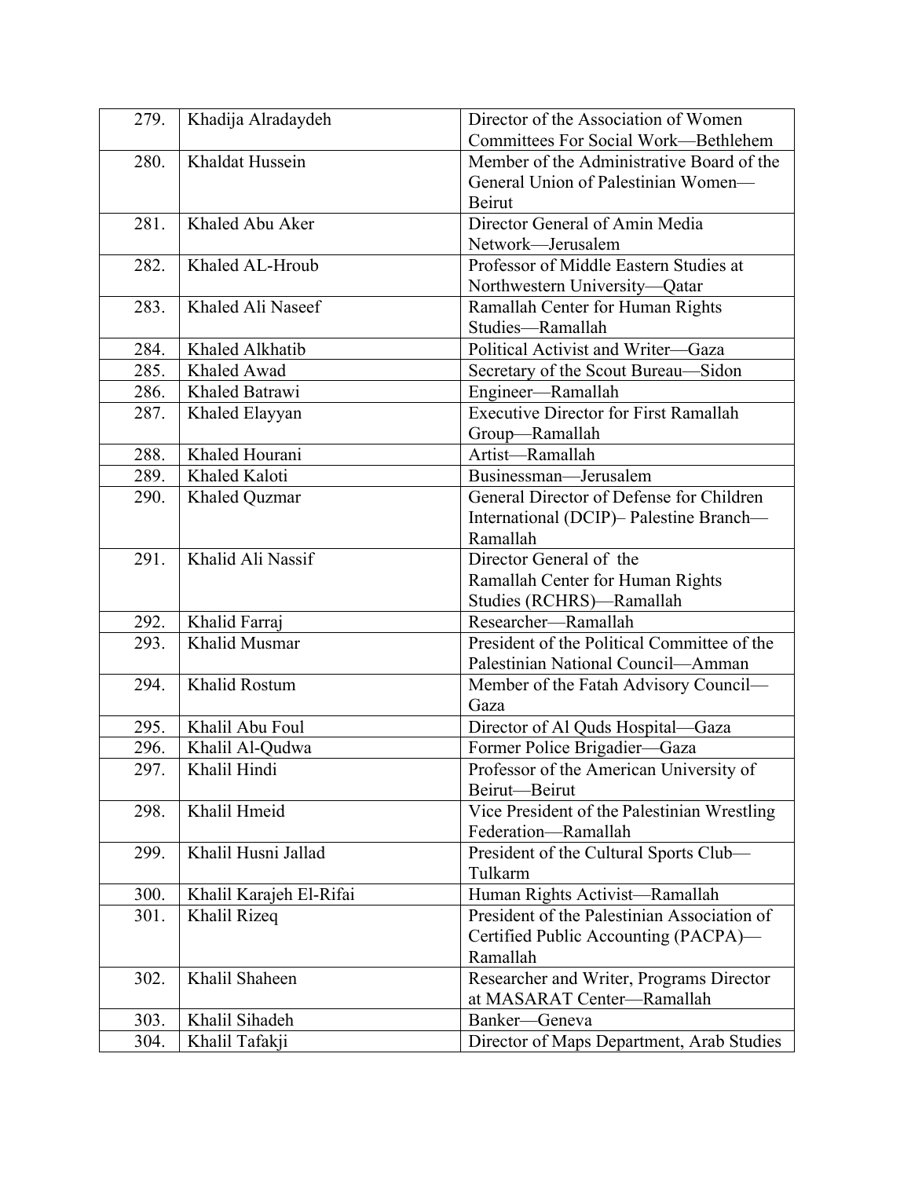| | | |
|---|---|---|
| 279. | Khadija Alradaydeh | Director of the Association of Women Committees For Social Work—Bethlehem |
| 280. | Khaldat Hussein | Member of the Administrative Board of the General Union of Palestinian Women—Beirut |
| 281. | Khaled Abu Aker | Director General of Amin Media Network—Jerusalem |
| 282. | Khaled AL-Hroub | Professor of Middle Eastern Studies at Northwestern University—Qatar |
| 283. | Khaled Ali Naseef | Ramallah Center for Human Rights Studies—Ramallah |
| 284. | Khaled Alkhatib | Political Activist and Writer—Gaza |
| 285. | Khaled Awad | Secretary of the Scout Bureau—Sidon |
| 286. | Khaled Batrawi | Engineer—Ramallah |
| 287. | Khaled Elayyan | Executive Director for First Ramallah Group—Ramallah |
| 288. | Khaled Hourani | Artist—Ramallah |
| 289. | Khaled Kaloti | Businessman—Jerusalem |
| 290. | Khaled Quzmar | General Director of Defense for Children International (DCIP)– Palestine Branch—Ramallah |
| 291. | Khalid Ali Nassif | Director General of the Ramallah Center for Human Rights Studies (RCHRS)—Ramallah |
| 292. | Khalid Farraj | Researcher—Ramallah |
| 293. | Khalid Musmar | President of the Political Committee of the Palestinian National Council—Amman |
| 294. | Khalid Rostum | Member of the Fatah Advisory Council—Gaza |
| 295. | Khalil Abu Foul | Director of Al Quds Hospital—Gaza |
| 296. | Khalil Al-Qudwa | Former Police Brigadier—Gaza |
| 297. | Khalil Hindi | Professor of the American University of Beirut—Beirut |
| 298. | Khalil Hmeid | Vice President of the Palestinian Wrestling Federation—Ramallah |
| 299. | Khalil Husni Jallad | President of the Cultural Sports Club—Tulkarm |
| 300. | Khalil Karajeh El-Rifai | Human Rights Activist—Ramallah |
| 301. | Khalil Rizeq | President of the Palestinian Association of Certified Public Accounting (PACPA)—Ramallah |
| 302. | Khalil Shaheen | Researcher and Writer, Programs Director at MASARAT Center—Ramallah |
| 303. | Khalil Sihadeh | Banker—Geneva |
| 304. | Khalil Tafakji | Director of Maps Department, Arab Studies |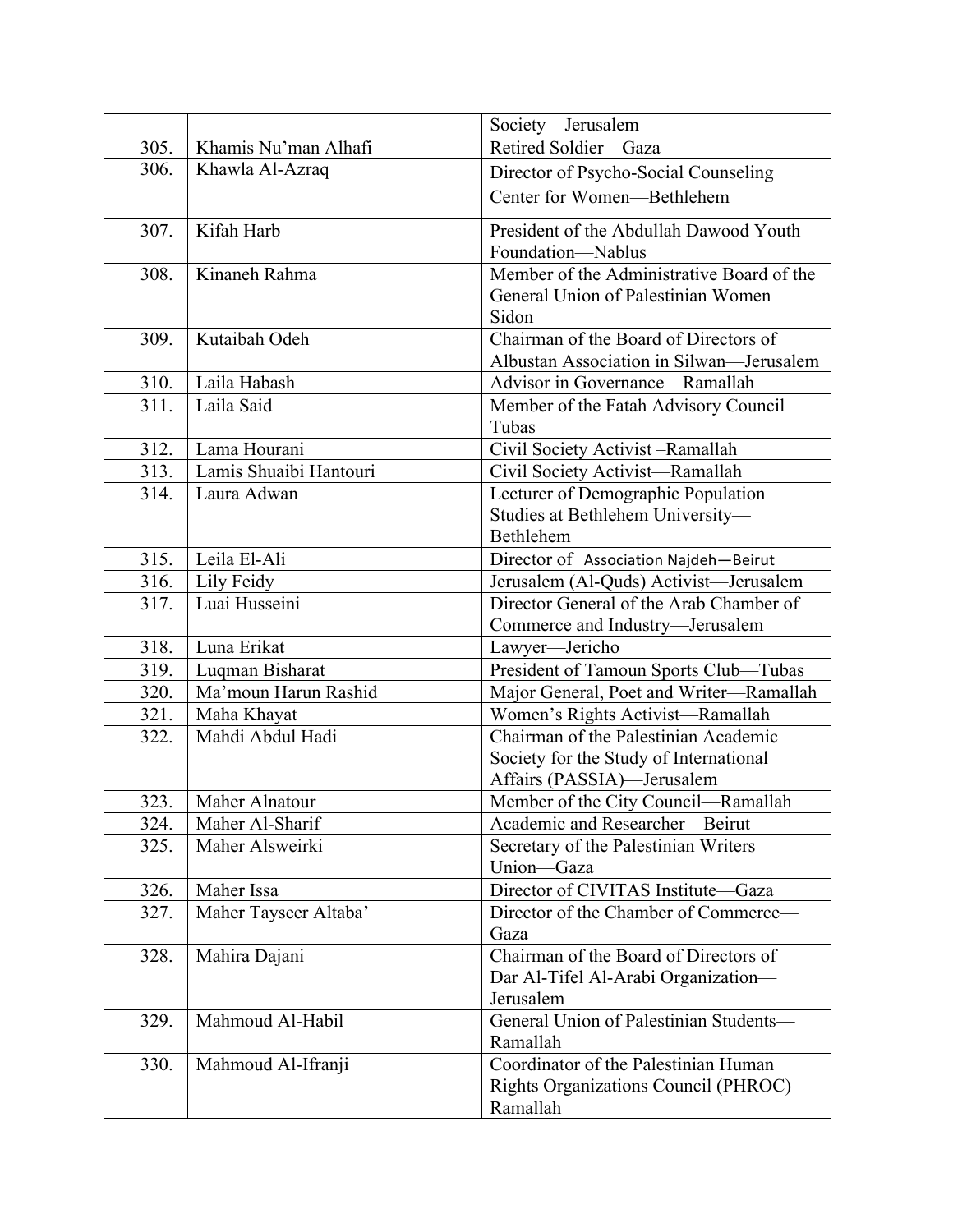| | | |
|---|---|---|
| | | Society—Jerusalem |
| 305. | Khamis Nu'man Alhafi | Retired Soldier—Gaza |
| 306. | Khawla Al-Azraq | Director of Psycho-Social Counseling Center for Women—Bethlehem |
| 307. | Kifah Harb | President of the Abdullah Dawood Youth Foundation—Nablus |
| 308. | Kinaneh Rahma | Member of the Administrative Board of the General Union of Palestinian Women—Sidon |
| 309. | Kutaibah Odeh | Chairman of the Board of Directors of Albustan Association in Silwan—Jerusalem |
| 310. | Laila Habash | Advisor in Governance—Ramallah |
| 311. | Laila Said | Member of the Fatah Advisory Council—Tubas |
| 312. | Lama Hourani | Civil Society Activist –Ramallah |
| 313. | Lamis Shuaibi Hantouri | Civil Society Activist—Ramallah |
| 314. | Laura Adwan | Lecturer of Demographic Population Studies at Bethlehem University—Bethlehem |
| 315. | Leila El-Ali | Director of Association Najdeh—Beirut |
| 316. | Lily Feidy | Jerusalem (Al-Quds) Activist—Jerusalem |
| 317. | Luai Husseini | Director General of the Arab Chamber of Commerce and Industry—Jerusalem |
| 318. | Luna Erikat | Lawyer—Jericho |
| 319. | Luqman Bisharat | President of Tamoun Sports Club—Tubas |
| 320. | Ma'moun Harun Rashid | Major General, Poet and Writer—Ramallah |
| 321. | Maha Khayat | Women's Rights Activist—Ramallah |
| 322. | Mahdi Abdul Hadi | Chairman of the Palestinian Academic Society for the Study of International Affairs (PASSIA)—Jerusalem |
| 323. | Maher Alnatour | Member of the City Council—Ramallah |
| 324. | Maher Al-Sharif | Academic and Researcher—Beirut |
| 325. | Maher Alsweirki | Secretary of the Palestinian Writers Union—Gaza |
| 326. | Maher Issa | Director of CIVITAS Institute—Gaza |
| 327. | Maher Tayseer Altaba' | Director of the Chamber of Commerce—Gaza |
| 328. | Mahira Dajani | Chairman of the Board of Directors of Dar Al-Tifel Al-Arabi Organization—Jerusalem |
| 329. | Mahmoud Al-Habil | General Union of Palestinian Students—Ramallah |
| 330. | Mahmoud Al-Ifranji | Coordinator of the Palestinian Human Rights Organizations Council (PHROC)—Ramallah |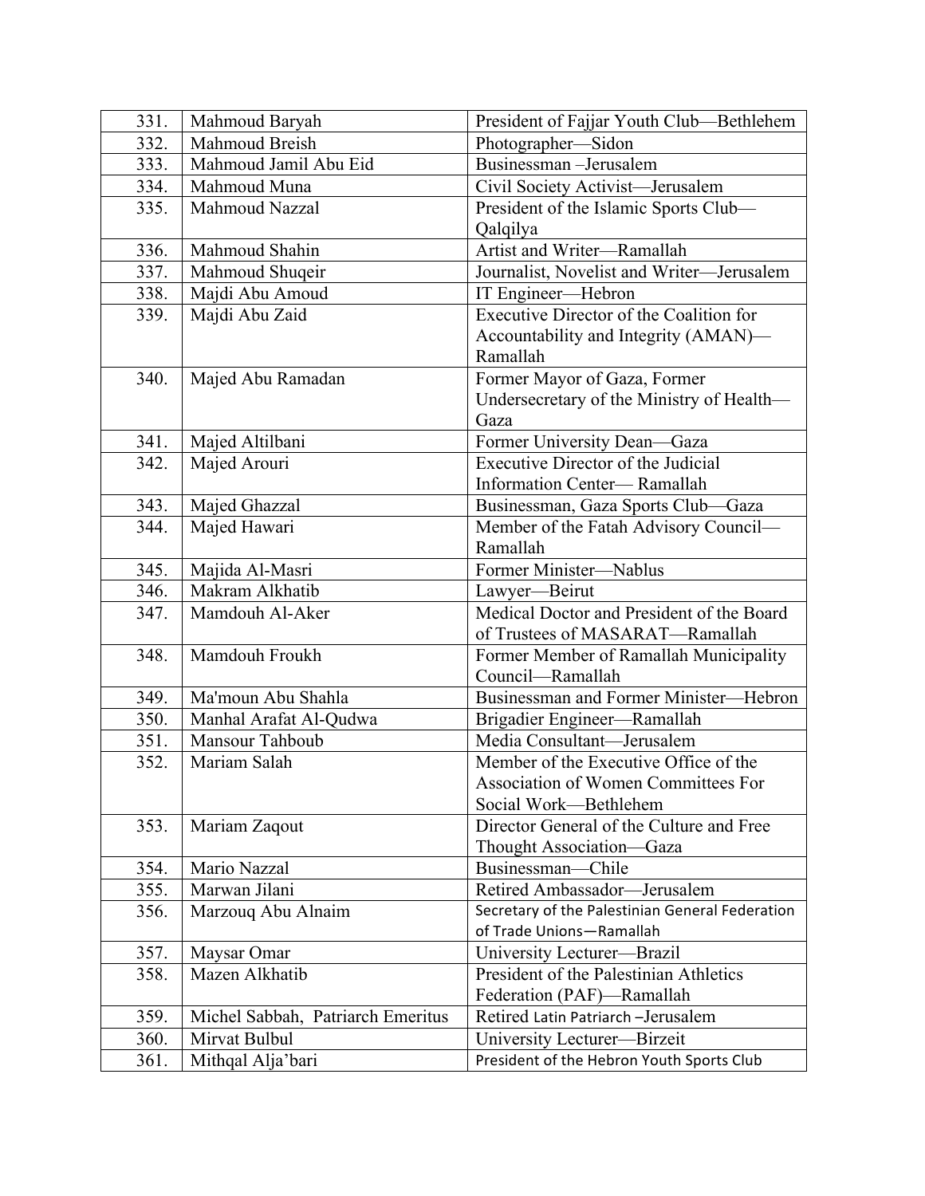| | | |
|---|---|---|
| 331. | Mahmoud Baryah | President of Fajjar Youth Club—Bethlehem |
| 332. | Mahmoud Breish | Photographer—Sidon |
| 333. | Mahmoud Jamil Abu Eid | Businessman –Jerusalem |
| 334. | Mahmoud Muna | Civil Society Activist—Jerusalem |
| 335. | Mahmoud Nazzal | President of the Islamic Sports Club—Qalqilya |
| 336. | Mahmoud Shahin | Artist and Writer—Ramallah |
| 337. | Mahmoud Shuqeir | Journalist, Novelist and Writer—Jerusalem |
| 338. | Majdi Abu Amoud | IT Engineer—Hebron |
| 339. | Majdi Abu Zaid | Executive Director of the Coalition for Accountability and Integrity (AMAN)—Ramallah |
| 340. | Majed Abu Ramadan | Former Mayor of Gaza, Former Undersecretary of the Ministry of Health—Gaza |
| 341. | Majed Altilbani | Former University Dean—Gaza |
| 342. | Majed Arouri | Executive Director of the Judicial Information Center— Ramallah |
| 343. | Majed Ghazzal | Businessman, Gaza Sports Club—Gaza |
| 344. | Majed Hawari | Member of the Fatah Advisory Council—Ramallah |
| 345. | Majida Al-Masri | Former Minister—Nablus |
| 346. | Makram Alkhatib | Lawyer—Beirut |
| 347. | Mamdouh Al-Aker | Medical Doctor and President of the Board of Trustees of MASARAT—Ramallah |
| 348. | Mamdouh Froukh | Former Member of Ramallah Municipality Council—Ramallah |
| 349. | Ma'moun Abu Shahla | Businessman and Former Minister—Hebron |
| 350. | Manhal Arafat Al-Qudwa | Brigadier Engineer—Ramallah |
| 351. | Mansour Tahboub | Media Consultant—Jerusalem |
| 352. | Mariam Salah | Member of the Executive Office of the Association of Women Committees For Social Work—Bethlehem |
| 353. | Mariam Zaqout | Director General of the Culture and Free Thought Association—Gaza |
| 354. | Mario Nazzal | Businessman—Chile |
| 355. | Marwan Jilani | Retired Ambassador—Jerusalem |
| 356. | Marzouq Abu Alnaim | Secretary of the Palestinian General Federation of Trade Unions—Ramallah |
| 357. | Maysar Omar | University Lecturer—Brazil |
| 358. | Mazen Alkhatib | President of the Palestinian Athletics Federation (PAF)—Ramallah |
| 359. | Michel Sabbah, Patriarch Emeritus | Retired Latin Patriarch –Jerusalem |
| 360. | Mirvat Bulbul | University Lecturer—Birzeit |
| 361. | Mithqal Alja'bari | President of the Hebron Youth Sports Club |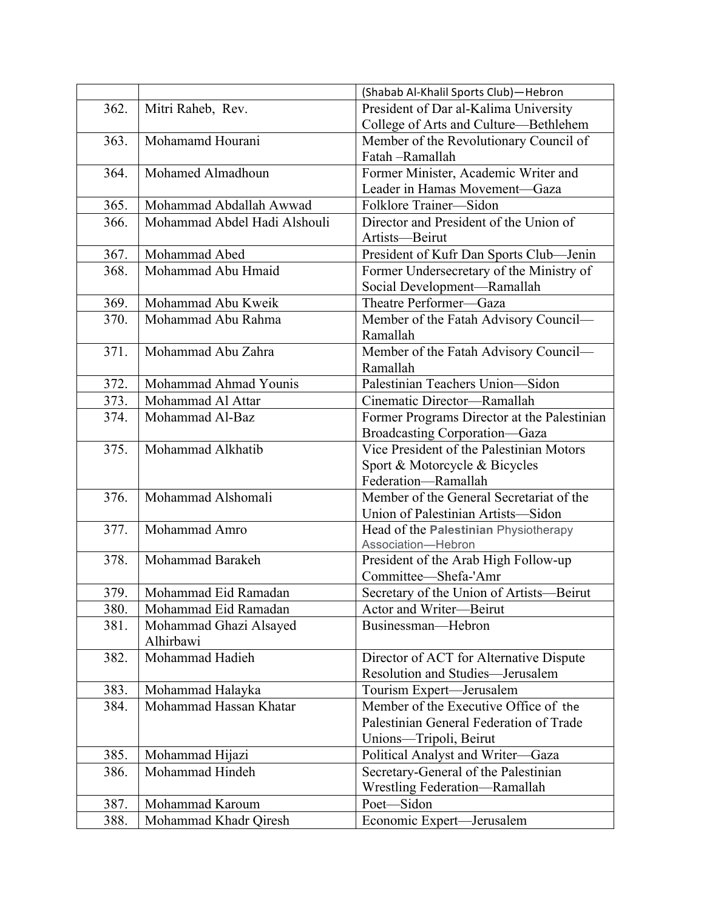| | | |
|---|---|---|
| | | (Shabab Al-Khalil Sports Club)—Hebron |
| 362. | Mitri Raheb, Rev. | President of Dar al-Kalima University College of Arts and Culture—Bethlehem |
| 363. | Mohamamd Hourani | Member of the Revolutionary Council of Fatah –Ramallah |
| 364. | Mohamed Almadhoun | Former Minister, Academic Writer and Leader in Hamas Movement—Gaza |
| 365. | Mohammad Abdallah Awwad | Folklore Trainer—Sidon |
| 366. | Mohammad Abdel Hadi Alshouli | Director and President of the Union of Artists—Beirut |
| 367. | Mohammad Abed | President of Kufr Dan Sports Club—Jenin |
| 368. | Mohammad Abu Hmaid | Former Undersecretary of the Ministry of Social Development—Ramallah |
| 369. | Mohammad Abu Kweik | Theatre Performer—Gaza |
| 370. | Mohammad Abu Rahma | Member of the Fatah Advisory Council—Ramallah |
| 371. | Mohammad Abu Zahra | Member of the Fatah Advisory Council—Ramallah |
| 372. | Mohammad Ahmad Younis | Palestinian Teachers Union—Sidon |
| 373. | Mohammad Al Attar | Cinematic Director—Ramallah |
| 374. | Mohammad Al-Baz | Former Programs Director at the Palestinian Broadcasting Corporation—Gaza |
| 375. | Mohammad Alkhatib | Vice President of the Palestinian Motors Sport & Motorcycle & Bicycles Federation—Ramallah |
| 376. | Mohammad Alshomali | Member of the General Secretariat of the Union of Palestinian Artists—Sidon |
| 377. | Mohammad Amro | Head of the **Palestinian** Physiotherapy Association—Hebron |
| 378. | Mohammad Barakeh | President of the Arab High Follow-up Committee—Shefa-'Amr |
| 379. | Mohammad Eid Ramadan | Secretary of the Union of Artists—Beirut |
| 380. | Mohammad Eid Ramadan | Actor and Writer—Beirut |
| 381. | Mohammad Ghazi Alsayed Alhirbawi | Businessman—Hebron |
| 382. | Mohammad Hadieh | Director of ACT for Alternative Dispute Resolution and Studies—Jerusalem |
| 383. | Mohammad Halayka | Tourism Expert—Jerusalem |
| 384. | Mohammad Hassan Khatar | Member of the Executive Office of the Palestinian General Federation of Trade Unions—Tripoli, Beirut |
| 385. | Mohammad Hijazi | Political Analyst and Writer—Gaza |
| 386. | Mohammad Hindeh | Secretary-General of the Palestinian Wrestling Federation—Ramallah |
| 387. | Mohammad Karoum | Poet—Sidon |
| 388. | Mohammad Khadr Qiresh | Economic Expert—Jerusalem |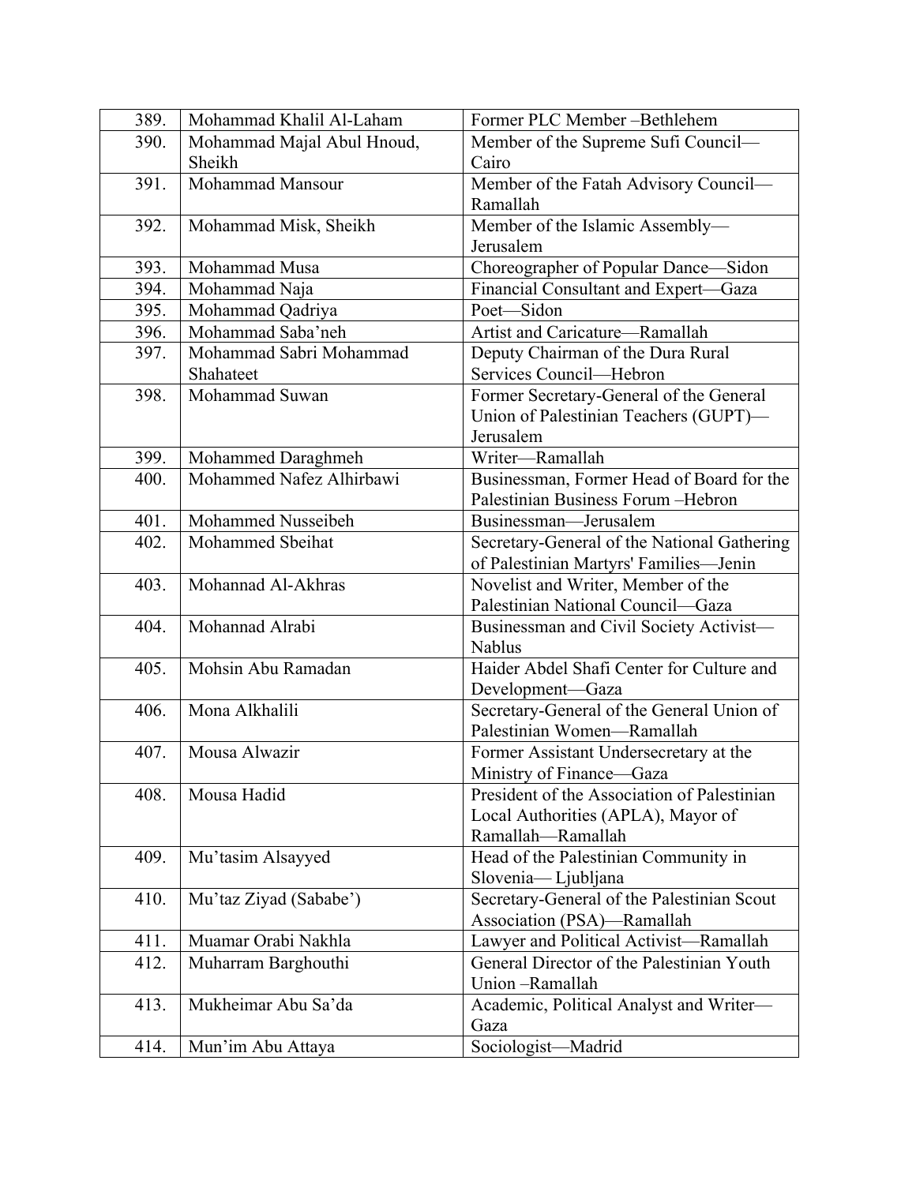| | | |
|---|---|---|
| 389. | Mohammad Khalil Al-Laham | Former PLC Member –Bethlehem |
| 390. | Mohammad Majal Abul Hnoud, Sheikh | Member of the Supreme Sufi Council—Cairo |
| 391. | Mohammad Mansour | Member of the Fatah Advisory Council—Ramallah |
| 392. | Mohammad Misk, Sheikh | Member of the Islamic Assembly—Jerusalem |
| 393. | Mohammad Musa | Choreographer of Popular Dance—Sidon |
| 394. | Mohammad Naja | Financial Consultant and Expert—Gaza |
| 395. | Mohammad Qadriya | Poet—Sidon |
| 396. | Mohammad Saba'neh | Artist and Caricature—Ramallah |
| 397. | Mohammad Sabri Mohammad Shahateet | Deputy Chairman of the Dura Rural Services Council—Hebron |
| 398. | Mohammad Suwan | Former Secretary-General of the General Union of Palestinian Teachers (GUPT)—Jerusalem |
| 399. | Mohammed Daraghmeh | Writer—Ramallah |
| 400. | Mohammed Nafez Alhirbawi | Businessman, Former Head of Board for the Palestinian Business Forum –Hebron |
| 401. | Mohammed Nusseibeh | Businessman—Jerusalem |
| 402. | Mohammed Sbeihat | Secretary-General of the National Gathering of Palestinian Martyrs' Families—Jenin |
| 403. | Mohannad Al-Akhras | Novelist and Writer, Member of the Palestinian National Council—Gaza |
| 404. | Mohannad Alrabi | Businessman and Civil Society Activist—Nablus |
| 405. | Mohsin Abu Ramadan | Haider Abdel Shafi Center for Culture and Development—Gaza |
| 406. | Mona Alkhalili | Secretary-General of the General Union of Palestinian Women—Ramallah |
| 407. | Mousa Alwazir | Former Assistant Undersecretary at the Ministry of Finance—Gaza |
| 408. | Mousa Hadid | President of the Association of Palestinian Local Authorities (APLA), Mayor of Ramallah—Ramallah |
| 409. | Mu'tasim Alsayyed | Head of the Palestinian Community in Slovenia— Ljubljana |
| 410. | Mu'taz Ziyad (Sababe') | Secretary-General of the Palestinian Scout Association (PSA)—Ramallah |
| 411. | Muamar Orabi Nakhla | Lawyer and Political Activist—Ramallah |
| 412. | Muharram Barghouthi | General Director of the Palestinian Youth Union –Ramallah |
| 413. | Mukheimar Abu Sa'da | Academic, Political Analyst and Writer—Gaza |
| 414. | Mun'im Abu Attaya | Sociologist—Madrid |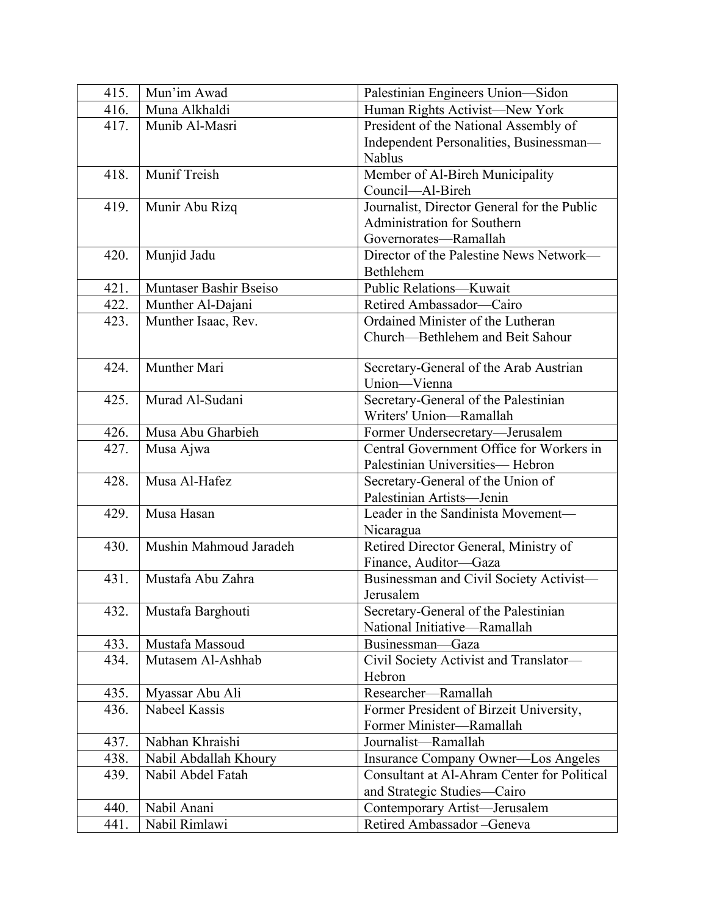| | | |
|---|---|---|
| 415. | Mun'im Awad | Palestinian Engineers Union—Sidon |
| 416. | Muna Alkhaldi | Human Rights Activist—New York |
| 417. | Munib Al-Masri | President of the National Assembly of Independent Personalities, Businessman—Nablus |
| 418. | Munif Treish | Member of Al-Bireh Municipality Council—Al-Bireh |
| 419. | Munir Abu Rizq | Journalist, Director General for the Public Administration for Southern Governorates—Ramallah |
| 420. | Munjid Jadu | Director of the Palestine News Network—Bethlehem |
| 421. | Muntaser Bashir Bseiso | Public Relations—Kuwait |
| 422. | Munther Al-Dajani | Retired Ambassador—Cairo |
| 423. | Munther Isaac, Rev. | Ordained Minister of the Lutheran Church—Bethlehem and Beit Sahour |
| 424. | Munther Mari | Secretary-General of the Arab Austrian Union—Vienna |
| 425. | Murad Al-Sudani | Secretary-General of the Palestinian Writers' Union—Ramallah |
| 426. | Musa Abu Gharbieh | Former Undersecretary—Jerusalem |
| 427. | Musa Ajwa | Central Government Office for Workers in Palestinian Universities— Hebron |
| 428. | Musa Al-Hafez | Secretary-General of the Union of Palestinian Artists—Jenin |
| 429. | Musa Hasan | Leader in the Sandinista Movement—Nicaragua |
| 430. | Mushin Mahmoud Jaradeh | Retired Director General, Ministry of Finance, Auditor—Gaza |
| 431. | Mustafa Abu Zahra | Businessman and Civil Society Activist—Jerusalem |
| 432. | Mustafa Barghouti | Secretary-General of the Palestinian National Initiative—Ramallah |
| 433. | Mustafa Massoud | Businessman—Gaza |
| 434. | Mutasem Al-Ashhab | Civil Society Activist and Translator—Hebron |
| 435. | Myassar Abu Ali | Researcher—Ramallah |
| 436. | Nabeel Kassis | Former President of Birzeit University, Former Minister—Ramallah |
| 437. | Nabhan Khraishi | Journalist—Ramallah |
| 438. | Nabil Abdallah Khoury | Insurance Company Owner—Los Angeles |
| 439. | Nabil Abdel Fatah | Consultant at Al-Ahram Center for Political and Strategic Studies—Cairo |
| 440. | Nabil Anani | Contemporary Artist—Jerusalem |
| 441. | Nabil Rimlawi | Retired Ambassador –Geneva |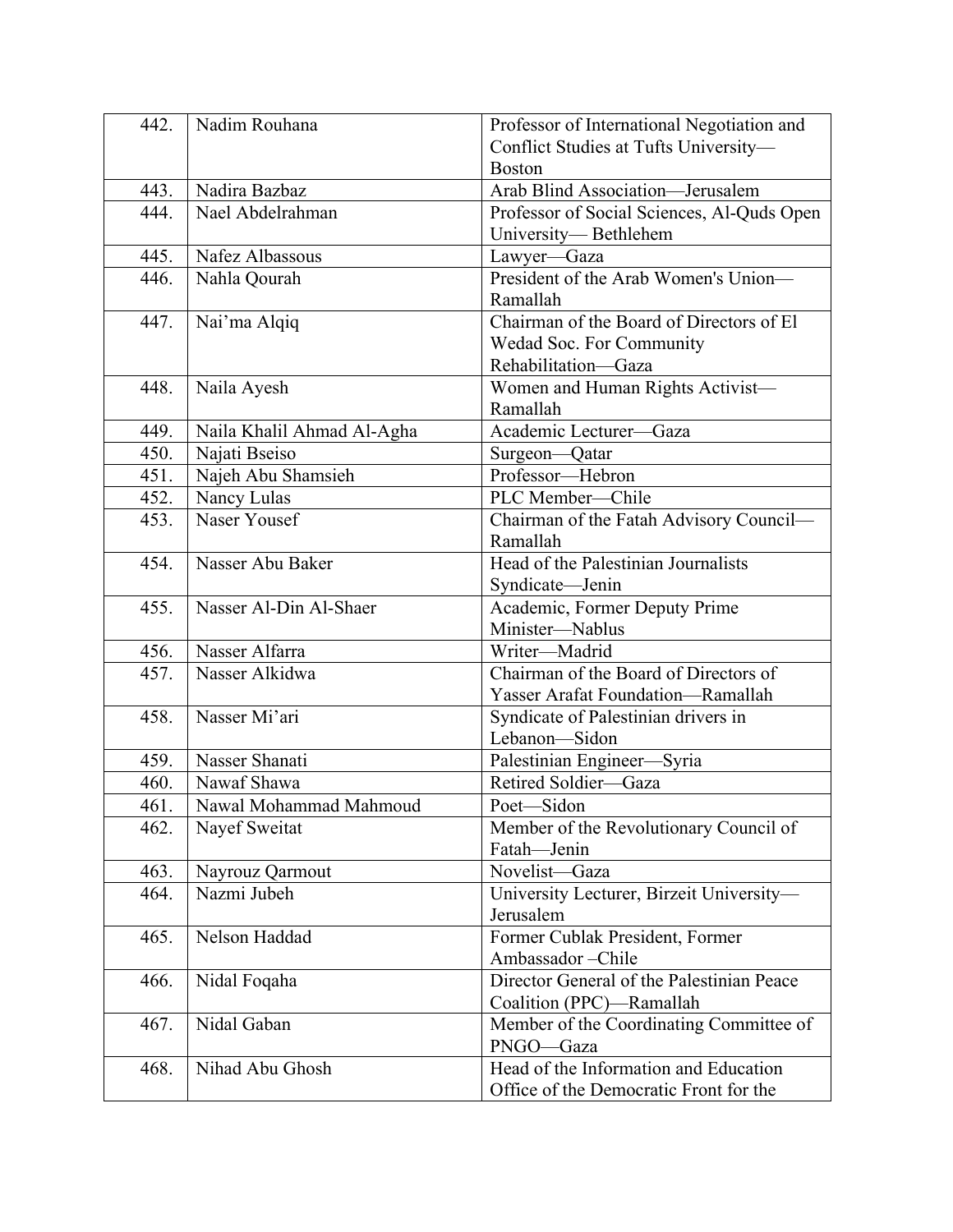| 442. | Nadim Rouhana | Professor of International Negotiation and Conflict Studies at Tufts University—Boston |
|---|---|---|
| 443. | Nadira Bazbaz | Arab Blind Association—Jerusalem |
| 444. | Nael Abdelrahman | Professor of Social Sciences, Al-Quds Open University— Bethlehem |
| 445. | Nafez Albassous | Lawyer—Gaza |
| 446. | Nahla Qourah | President of the Arab Women's Union—Ramallah |
| 447. | Nai’ma Alqiq | Chairman of the Board of Directors of El Wedad Soc. For Community Rehabilitation—Gaza |
| 448. | Naila Ayesh | Women and Human Rights Activist—Ramallah |
| 449. | Naila Khalil Ahmad Al-Agha | Academic Lecturer—Gaza |
| 450. | Najati Bseiso | Surgeon—Qatar |
| 451. | Najeh Abu Shamsieh | Professor—Hebron |
| 452. | Nancy Lulas | PLC Member—Chile |
| 453. | Naser Yousef | Chairman of the Fatah Advisory Council—Ramallah |
| 454. | Nasser Abu Baker | Head of the Palestinian Journalists Syndicate—Jenin |
| 455. | Nasser Al-Din Al-Shaer | Academic, Former Deputy Prime Minister—Nablus |
| 456. | Nasser Alfarra | Writer—Madrid |
| 457. | Nasser Alkidwa | Chairman of the Board of Directors of Yasser Arafat Foundation—Ramallah |
| 458. | Nasser Mi’ari | Syndicate of Palestinian drivers in Lebanon—Sidon |
| 459. | Nasser Shanati | Palestinian Engineer—Syria |
| 460. | Nawaf Shawa | Retired Soldier—Gaza |
| 461. | Nawal Mohammad Mahmoud | Poet—Sidon |
| 462. | Nayef Sweitat | Member of the Revolutionary Council of Fatah—Jenin |
| 463. | Nayrouz Qarmout | Novelist—Gaza |
| 464. | Nazmi Jubeh | University Lecturer, Birzeit University—Jerusalem |
| 465. | Nelson Haddad | Former Cublak President, Former Ambassador –Chile |
| 466. | Nidal Foqaha | Director General of the Palestinian Peace Coalition (PPC)—Ramallah |
| 467. | Nidal Gaban | Member of the Coordinating Committee of PNGO—Gaza |
| 468. | Nihad Abu Ghosh | Head of the Information and Education Office of the Democratic Front for the |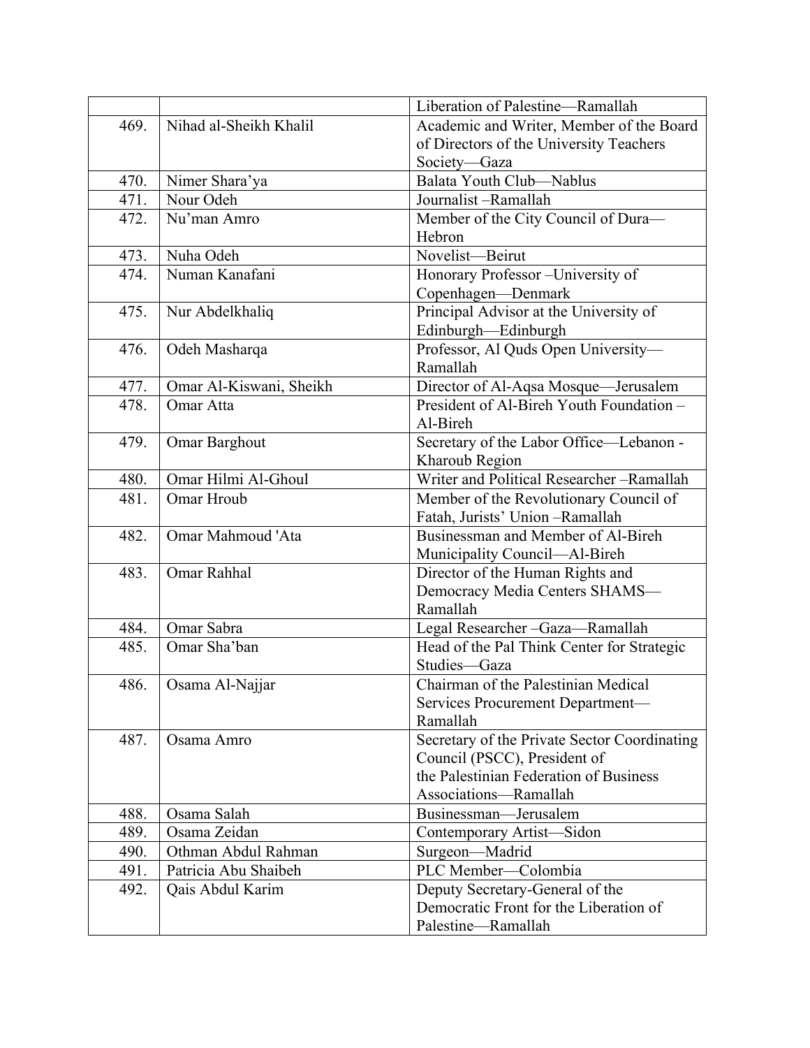| | | |
|---|---|---|
| | | Liberation of Palestine—Ramallah |
| 469. | Nihad al-Sheikh Khalil | Academic and Writer, Member of the Board of Directors of the University Teachers Society—Gaza |
| 470. | Nimer Shara'ya | Balata Youth Club—Nablus |
| 471. | Nour Odeh | Journalist –Ramallah |
| 472. | Nu'man Amro | Member of the City Council of Dura—Hebron |
| 473. | Nuha Odeh | Novelist—Beirut |
| 474. | Numan Kanafani | Honorary Professor –University of Copenhagen—Denmark |
| 475. | Nur Abdelkhaliq | Principal Advisor at the University of Edinburgh—Edinburgh |
| 476. | Odeh Masharqa | Professor, Al Quds Open University—Ramallah |
| 477. | Omar Al-Kiswani, Sheikh | Director of Al-Aqsa Mosque—Jerusalem |
| 478. | Omar Atta | President of Al-Bireh Youth Foundation –Al-Bireh |
| 479. | Omar Barghout | Secretary of the Labor Office—Lebanon - Kharoub Region |
| 480. | Omar Hilmi Al-Ghoul | Writer and Political Researcher –Ramallah |
| 481. | Omar Hroub | Member of the Revolutionary Council of Fatah, Jurists' Union –Ramallah |
| 482. | Omar Mahmoud 'Ata | Businessman and Member of Al-Bireh Municipality Council—Al-Bireh |
| 483. | Omar Rahhal | Director of the Human Rights and Democracy Media Centers SHAMS—Ramallah |
| 484. | Omar Sabra | Legal Researcher –Gaza—Ramallah |
| 485. | Omar Sha'ban | Head of the Pal Think Center for Strategic Studies—Gaza |
| 486. | Osama Al-Najjar | Chairman of the Palestinian Medical Services Procurement Department—Ramallah |
| 487. | Osama Amro | Secretary of the Private Sector Coordinating Council (PSCC), President of the Palestinian Federation of Business Associations—Ramallah |
| 488. | Osama Salah | Businessman—Jerusalem |
| 489. | Osama Zeidan | Contemporary Artist—Sidon |
| 490. | Othman Abdul Rahman | Surgeon—Madrid |
| 491. | Patricia Abu Shaibeh | PLC Member—Colombia |
| 492. | Qais Abdul Karim | Deputy Secretary-General of the Democratic Front for the Liberation of Palestine—Ramallah |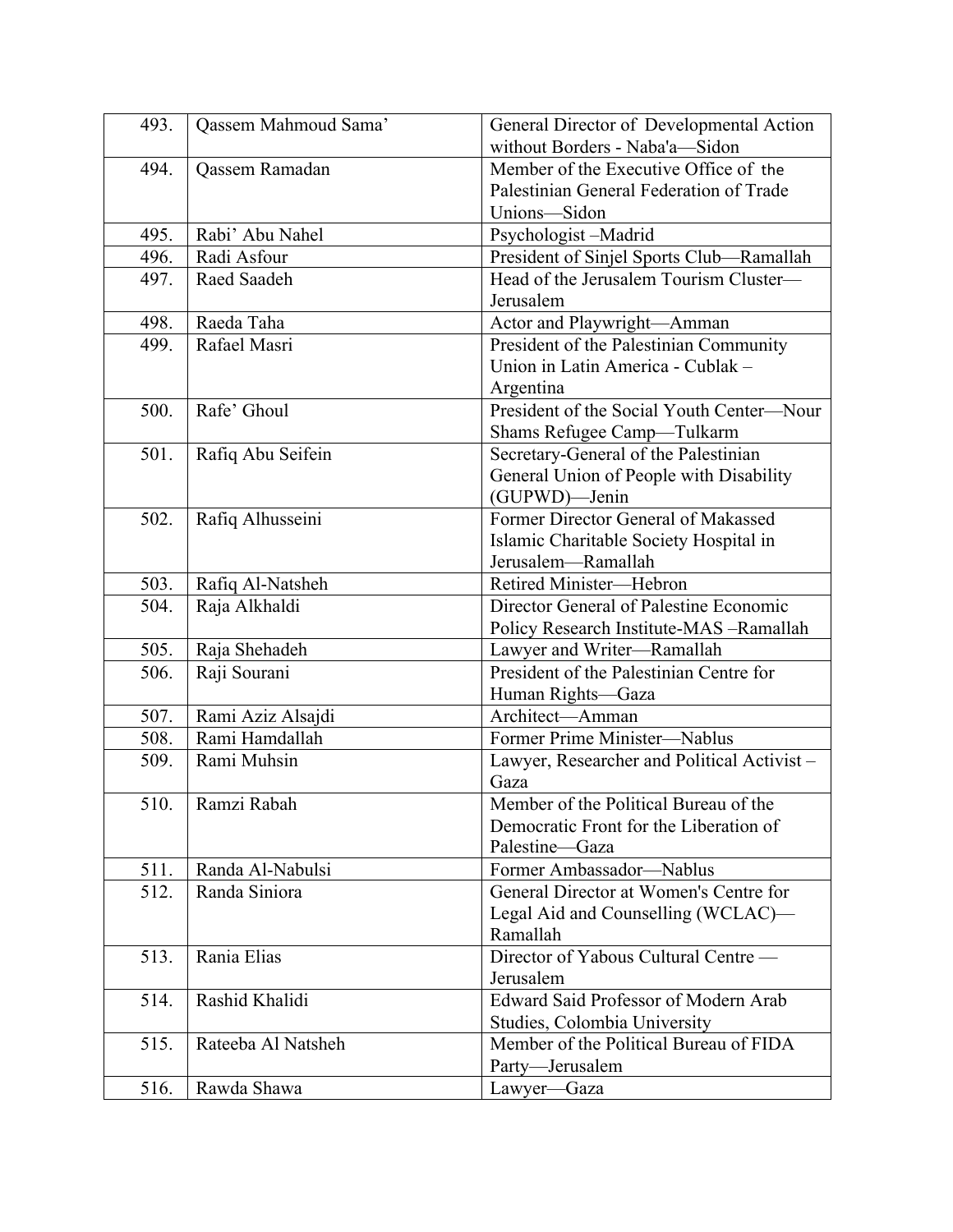| | | |
|---|---|---|
| 493. | Qassem Mahmoud Sama' | General Director of Developmental Action without Borders - Naba'a—Sidon |
| 494. | Qassem Ramadan | Member of the Executive Office of the Palestinian General Federation of Trade Unions—Sidon |
| 495. | Rabi' Abu Nahel | Psychologist –Madrid |
| 496. | Radi Asfour | President of Sinjel Sports Club—Ramallah |
| 497. | Raed Saadeh | Head of the Jerusalem Tourism Cluster—Jerusalem |
| 498. | Raeda Taha | Actor and Playwright—Amman |
| 499. | Rafael Masri | President of the Palestinian Community Union in Latin America - Cublak – Argentina |
| 500. | Rafe' Ghoul | President of the Social Youth Center—Nour Shams Refugee Camp—Tulkarm |
| 501. | Rafiq Abu Seifein | Secretary-General of the Palestinian General Union of People with Disability (GUPWD)—Jenin |
| 502. | Rafiq Alhusseini | Former Director General of Makassed Islamic Charitable Society Hospital in Jerusalem—Ramallah |
| 503. | Rafiq Al-Natsheh | Retired Minister—Hebron |
| 504. | Raja Alkhaldi | Director General of Palestine Economic Policy Research Institute-MAS –Ramallah |
| 505. | Raja Shehadeh | Lawyer and Writer—Ramallah |
| 506. | Raji Sourani | President of the Palestinian Centre for Human Rights—Gaza |
| 507. | Rami Aziz Alsajdi | Architect—Amman |
| 508. | Rami Hamdallah | Former Prime Minister—Nablus |
| 509. | Rami Muhsin | Lawyer, Researcher and Political Activist – Gaza |
| 510. | Ramzi Rabah | Member of the Political Bureau of the Democratic Front for the Liberation of Palestine—Gaza |
| 511. | Randa Al-Nabulsi | Former Ambassador—Nablus |
| 512. | Randa Siniora | General Director at Women's Centre for Legal Aid and Counselling (WCLAC)—Ramallah |
| 513. | Rania Elias | Director of Yabous Cultural Centre —Jerusalem |
| 514. | Rashid Khalidi | Edward Said Professor of Modern Arab Studies, Colombia University |
| 515. | Rateeba Al Natsheh | Member of the Political Bureau of FIDA Party—Jerusalem |
| 516. | Rawda Shawa | Lawyer—Gaza |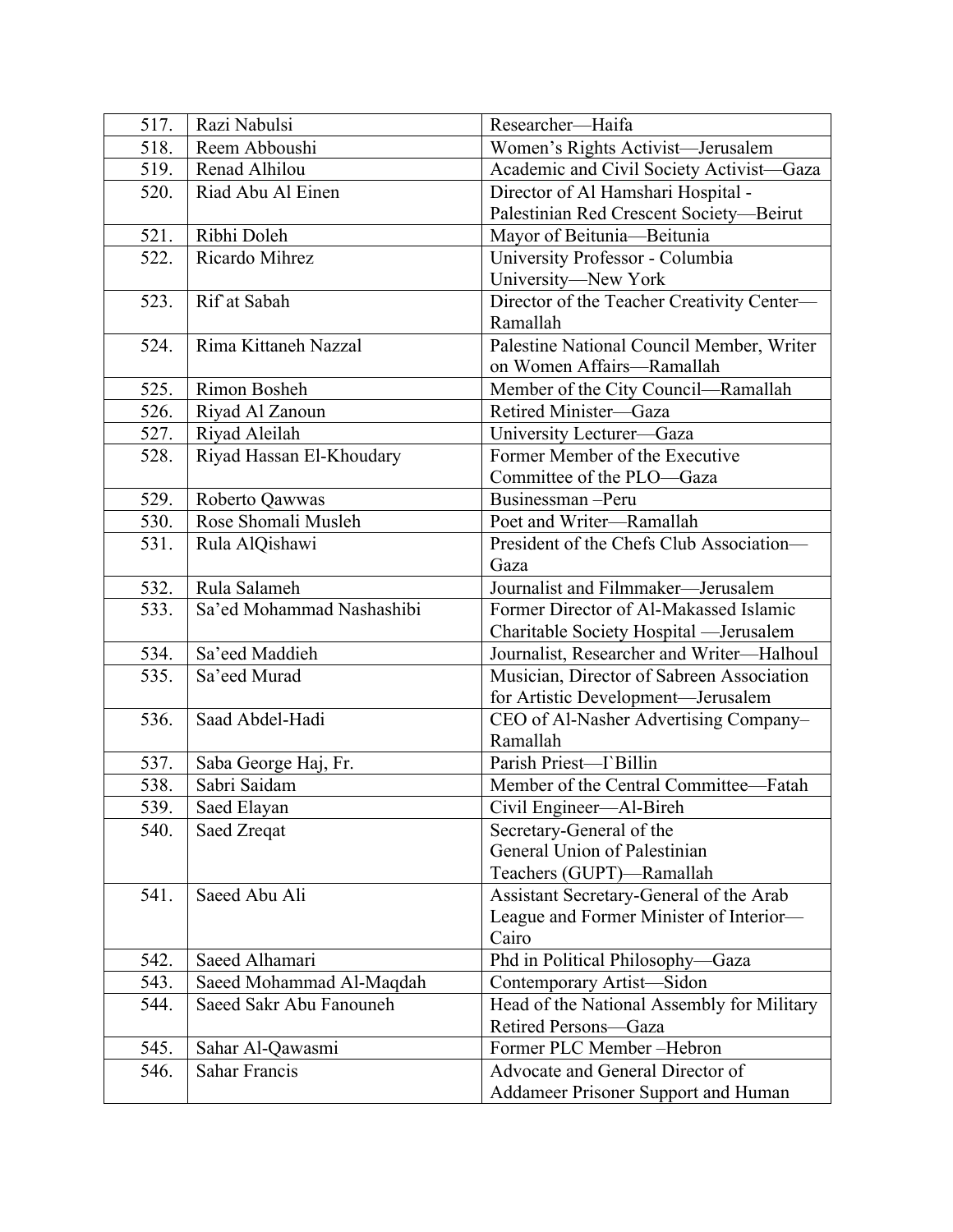| | | |
|---|---|---|
| 517. | Razi Nabulsi | Researcher—Haifa |
| 518. | Reem Abboushi | Women's Rights Activist—Jerusalem |
| 519. | Renad Alhilou | Academic and Civil Society Activist—Gaza |
| 520. | Riad Abu Al Einen | Director of Al Hamshari Hospital - Palestinian Red Crescent Society—Beirut |
| 521. | Ribhi Doleh | Mayor of Beitunia—Beitunia |
| 522. | Ricardo Mihrez | University Professor - Columbia University—New York |
| 523. | Rif`at Sabah | Director of the Teacher Creativity Center—Ramallah |
| 524. | Rima Kittaneh Nazzal | Palestine National Council Member, Writer on Women Affairs—Ramallah |
| 525. | Rimon Bosheh | Member of the City Council—Ramallah |
| 526. | Riyad Al Zanoun | Retired Minister—Gaza |
| 527. | Riyad Aleilah | University Lecturer—Gaza |
| 528. | Riyad Hassan El-Khoudary | Former Member of the Executive Committee of the PLO—Gaza |
| 529. | Roberto Qawwas | Businessman –Peru |
| 530. | Rose Shomali Musleh | Poet and Writer—Ramallah |
| 531. | Rula AlQishawi | President of the Chefs Club Association—Gaza |
| 532. | Rula Salameh | Journalist and Filmmaker—Jerusalem |
| 533. | Sa'ed Mohammad Nashashibi | Former Director of Al-Makassed Islamic Charitable Society Hospital —Jerusalem |
| 534. | Sa'eed Maddieh | Journalist, Researcher and Writer—Halhoul |
| 535. | Sa'eed Murad | Musician, Director of Sabreen Association for Artistic Development—Jerusalem |
| 536. | Saad Abdel-Hadi | CEO of Al-Nasher Advertising Company–Ramallah |
| 537. | Saba George Haj, Fr. | Parish Priest—I`Billin |
| 538. | Sabri Saidam | Member of the Central Committee—Fatah |
| 539. | Saed Elayan | Civil Engineer—Al-Bireh |
| 540. | Saed Zreqat | Secretary-General of the General Union of Palestinian Teachers (GUPT)—Ramallah |
| 541. | Saeed Abu Ali | Assistant Secretary-General of the Arab League and Former Minister of Interior—Cairo |
| 542. | Saeed Alhamari | Phd in Political Philosophy—Gaza |
| 543. | Saeed Mohammad Al-Maqdah | Contemporary Artist—Sidon |
| 544. | Saeed Sakr Abu Fanouneh | Head of the National Assembly for Military Retired Persons—Gaza |
| 545. | Sahar Al-Qawasmi | Former PLC Member –Hebron |
| 546. | Sahar Francis | Advocate and General Director of Addameer Prisoner Support and Human |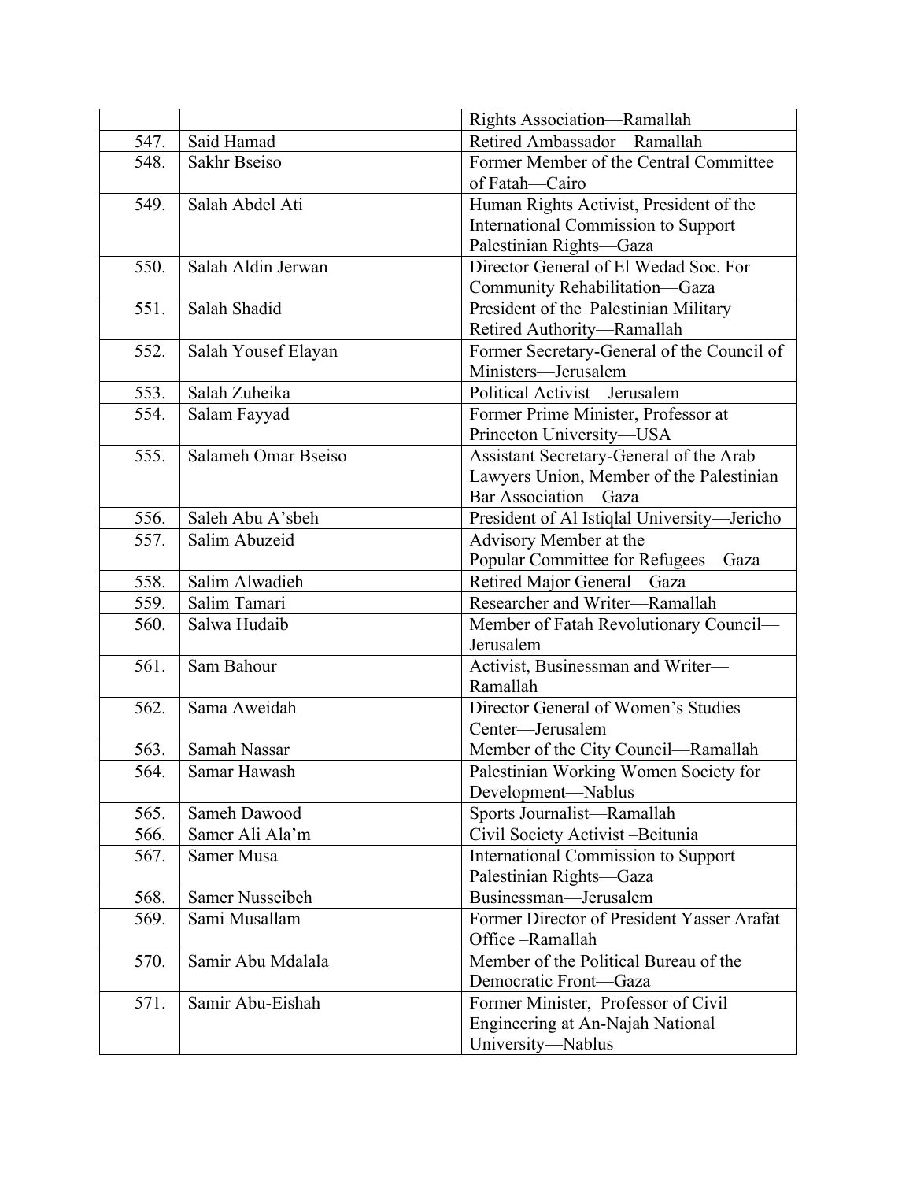| | | |
|---|---|---|
| | | Rights Association—Ramallah |
| 547. | Said Hamad | Retired Ambassador—Ramallah |
| 548. | Sakhr Bseiso | Former Member of the Central Committee of Fatah—Cairo |
| 549. | Salah Abdel Ati | Human Rights Activist, President of the International Commission to Support Palestinian Rights—Gaza |
| 550. | Salah Aldin Jerwan | Director General of El Wedad Soc. For Community Rehabilitation—Gaza |
| 551. | Salah Shadid | President of the Palestinian Military Retired Authority—Ramallah |
| 552. | Salah Yousef Elayan | Former Secretary-General of the Council of Ministers—Jerusalem |
| 553. | Salah Zuheika | Political Activist—Jerusalem |
| 554. | Salam Fayyad | Former Prime Minister, Professor at Princeton University—USA |
| 555. | Salameh Omar Bseiso | Assistant Secretary-General of the Arab Lawyers Union, Member of the Palestinian Bar Association—Gaza |
| 556. | Saleh Abu A'sbeh | President of Al Istiqlal University—Jericho |
| 557. | Salim Abuzeid | Advisory Member at the Popular Committee for Refugees—Gaza |
| 558. | Salim Alwadieh | Retired Major General—Gaza |
| 559. | Salim Tamari | Researcher and Writer—Ramallah |
| 560. | Salwa Hudaib | Member of Fatah Revolutionary Council—Jerusalem |
| 561. | Sam Bahour | Activist, Businessman and Writer—Ramallah |
| 562. | Sama Aweidah | Director General of Women's Studies Center—Jerusalem |
| 563. | Samah Nassar | Member of the City Council—Ramallah |
| 564. | Samar Hawash | Palestinian Working Women Society for Development—Nablus |
| 565. | Sameh Dawood | Sports Journalist—Ramallah |
| 566. | Samer Ali Ala'm | Civil Society Activist –Beitunia |
| 567. | Samer Musa | International Commission to Support Palestinian Rights—Gaza |
| 568. | Samer Nusseibeh | Businessman—Jerusalem |
| 569. | Sami Musallam | Former Director of President Yasser Arafat Office –Ramallah |
| 570. | Samir Abu Mdalala | Member of the Political Bureau of the Democratic Front—Gaza |
| 571. | Samir Abu-Eishah | Former Minister, Professor of Civil Engineering at An-Najah National University—Nablus |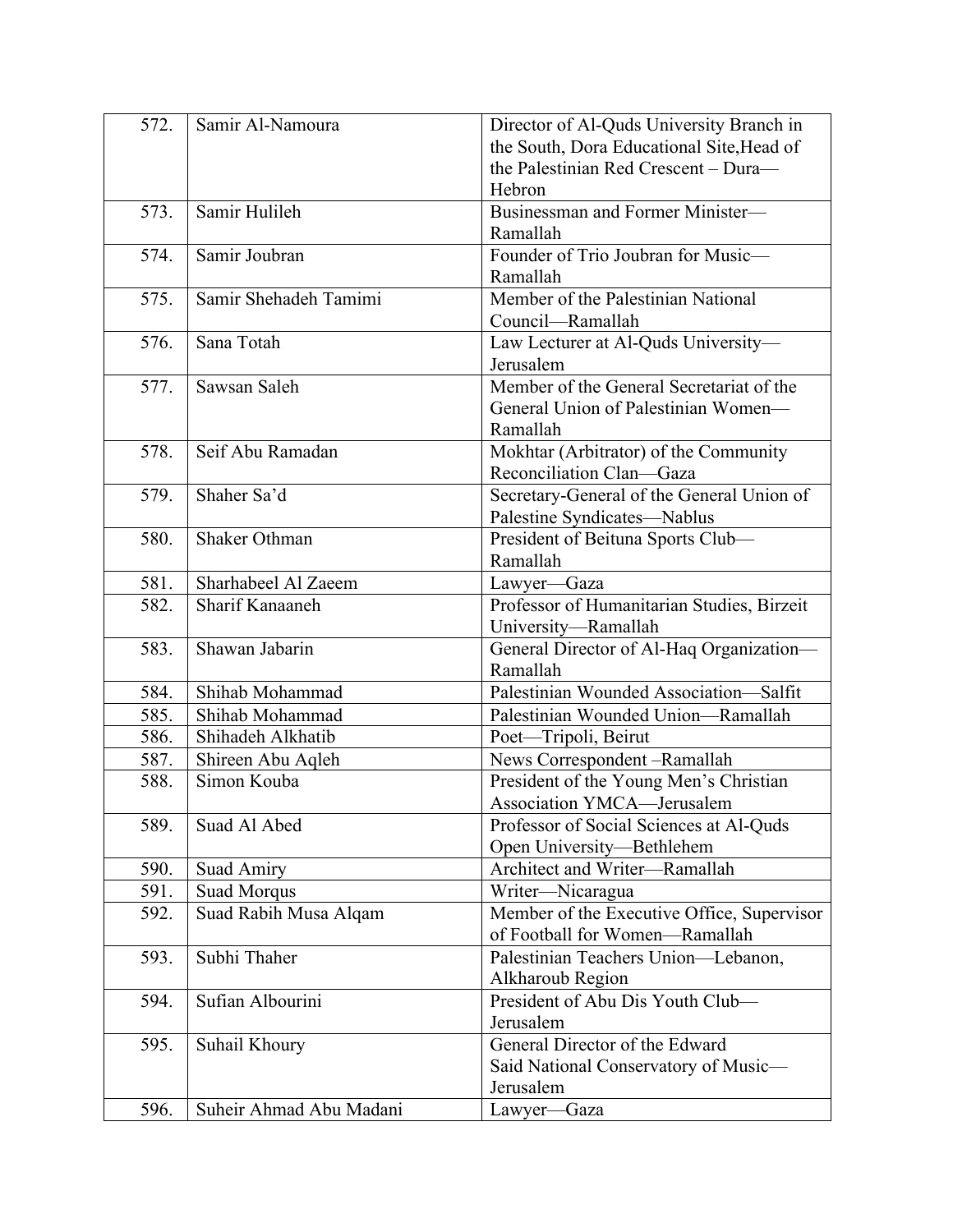| 572. | Samir Al-Namoura | Director of Al-Quds University Branch in the South, Dora Educational Site,Head of the Palestinian Red Crescent – Dura—Hebron |
|---|---|---|
| 573. | Samir Hulileh | Businessman and Former Minister—Ramallah |
| 574. | Samir Joubran | Founder of Trio Joubran for Music—Ramallah |
| 575. | Samir Shehadeh Tamimi | Member of the Palestinian National Council—Ramallah |
| 576. | Sana Totah | Law Lecturer at Al-Quds University—Jerusalem |
| 577. | Sawsan Saleh | Member of the General Secretariat of the General Union of Palestinian Women—Ramallah |
| 578. | Seif Abu Ramadan | Mokhtar (Arbitrator) of the Community Reconciliation Clan—Gaza |
| 579. | Shaher Sa'd | Secretary-General of the General Union of Palestine Syndicates—Nablus |
| 580. | Shaker Othman | President of Beituna Sports Club—Ramallah |
| 581. | Sharhabeel Al Zaeem | Lawyer—Gaza |
| 582. | Sharif Kanaaneh | Professor of Humanitarian Studies, Birzeit University—Ramallah |
| 583. | Shawan Jabarin | General Director of Al-Haq Organization—Ramallah |
| 584. | Shihab Mohammad | Palestinian Wounded Association—Salfit |
| 585. | Shihab Mohammad | Palestinian Wounded Union—Ramallah |
| 586. | Shihadeh Alkhatib | Poet—Tripoli, Beirut |
| 587. | Shireen Abu Aqleh | News Correspondent –Ramallah |
| 588. | Simon Kouba | President of the Young Men's Christian Association YMCA—Jerusalem |
| 589. | Suad Al Abed | Professor of Social Sciences at Al-Quds Open University—Bethlehem |
| 590. | Suad Amiry | Architect and Writer—Ramallah |
| 591. | Suad Morqus | Writer—Nicaragua |
| 592. | Suad Rabih Musa Alqam | Member of the Executive Office, Supervisor of Football for Women—Ramallah |
| 593. | Subhi Thaher | Palestinian Teachers Union—Lebanon, Alkharoub Region |
| 594. | Sufian Albourini | President of Abu Dis Youth Club—Jerusalem |
| 595. | Suhail Khoury | General Director of the Edward Said National Conservatory of Music—Jerusalem |
| 596. | Suheir Ahmad Abu Madani | Lawyer—Gaza |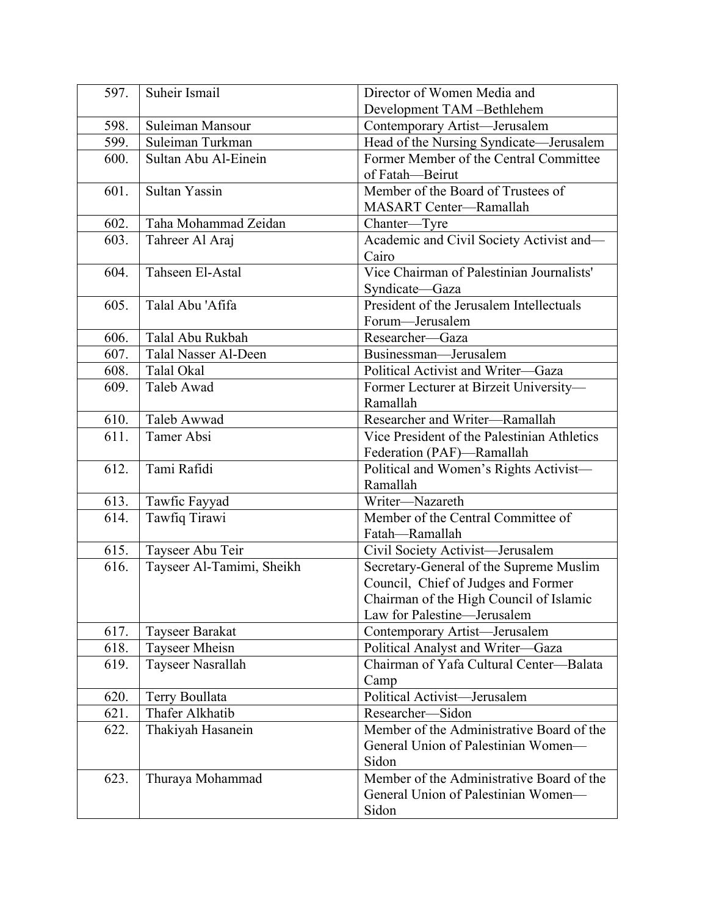| | | |
|---|---|---|
| 597. | Suheir Ismail | Director of Women Media and Development TAM –Bethlehem |
| 598. | Suleiman Mansour | Contemporary Artist—Jerusalem |
| 599. | Suleiman Turkman | Head of the Nursing Syndicate—Jerusalem |
| 600. | Sultan Abu Al-Einein | Former Member of the Central Committee of Fatah—Beirut |
| 601. | Sultan Yassin | Member of the Board of Trustees of MASART Center—Ramallah |
| 602. | Taha Mohammad Zeidan | Chanter—Tyre |
| 603. | Tahreer Al Araj | Academic and Civil Society Activist and—Cairo |
| 604. | Tahseen El-Astal | Vice Chairman of Palestinian Journalists' Syndicate—Gaza |
| 605. | Talal Abu 'Afifa | President of the Jerusalem Intellectuals Forum—Jerusalem |
| 606. | Talal Abu Rukbah | Researcher—Gaza |
| 607. | Talal Nasser Al-Deen | Businessman—Jerusalem |
| 608. | Talal Okal | Political Activist and Writer—Gaza |
| 609. | Taleb Awad | Former Lecturer at Birzeit University—Ramallah |
| 610. | Taleb Awwad | Researcher and Writer—Ramallah |
| 611. | Tamer Absi | Vice President of the Palestinian Athletics Federation (PAF)—Ramallah |
| 612. | Tami Rafidi | Political and Women's Rights Activist—Ramallah |
| 613. | Tawfic Fayyad | Writer—Nazareth |
| 614. | Tawfiq Tirawi | Member of the Central Committee of Fatah—Ramallah |
| 615. | Tayseer Abu Teir | Civil Society Activist—Jerusalem |
| 616. | Tayseer Al-Tamimi, Sheikh | Secretary-General of the Supreme Muslim Council, Chief of Judges and Former Chairman of the High Council of Islamic Law for Palestine—Jerusalem |
| 617. | Tayseer Barakat | Contemporary Artist—Jerusalem |
| 618. | Tayseer Mheisn | Political Analyst and Writer—Gaza |
| 619. | Tayseer Nasrallah | Chairman of Yafa Cultural Center—Balata Camp |
| 620. | Terry Boullata | Political Activist—Jerusalem |
| 621. | Thafer Alkhatib | Researcher—Sidon |
| 622. | Thakiyah Hasanein | Member of the Administrative Board of the General Union of Palestinian Women—Sidon |
| 623. | Thuraya Mohammad | Member of the Administrative Board of the General Union of Palestinian Women—Sidon |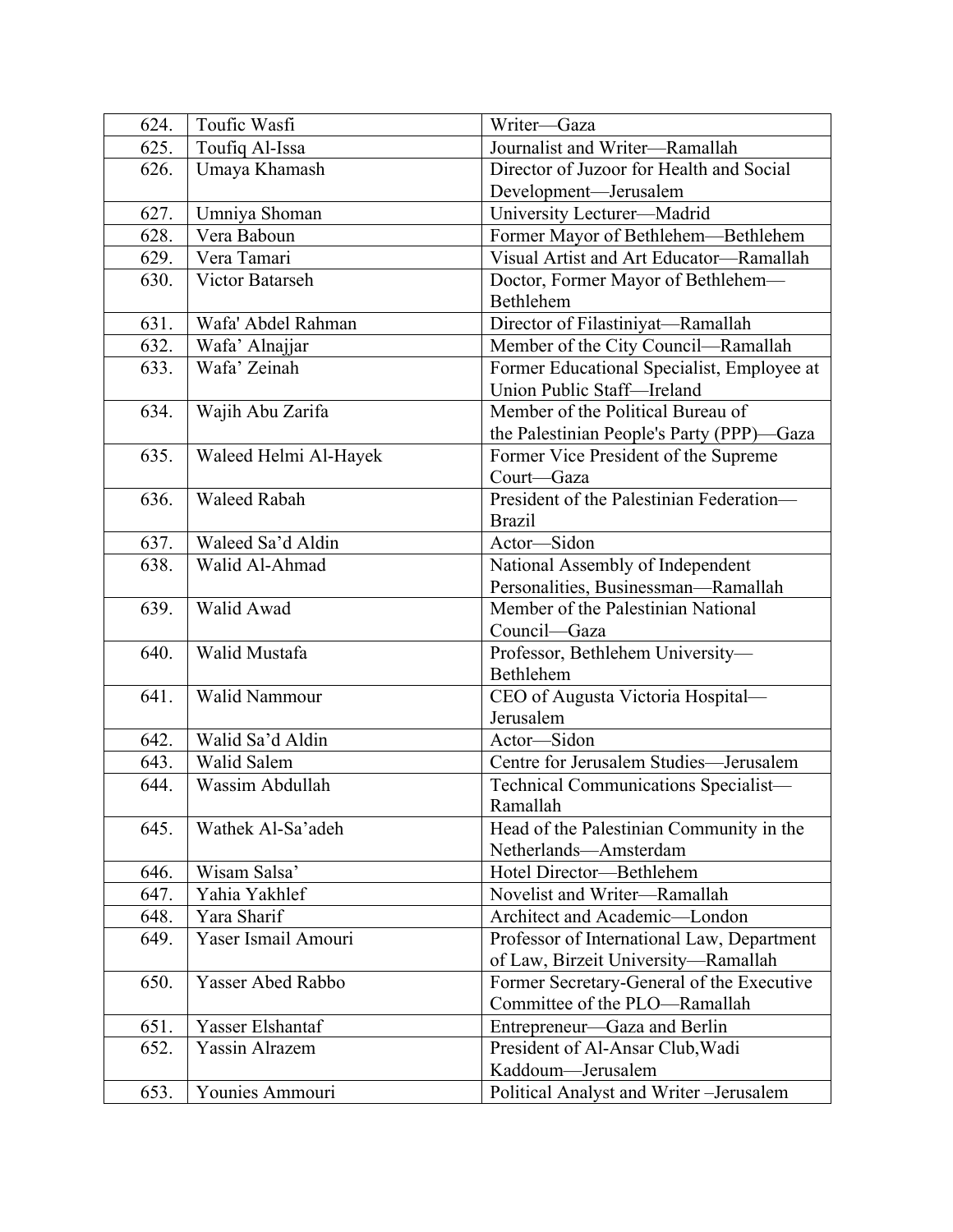| | | |
|---|---|---|
| 624. | Toufic Wasfi | Writer—Gaza |
| 625. | Toufiq Al-Issa | Journalist and Writer—Ramallah |
| 626. | Umaya Khamash | Director of Juzoor for Health and Social Development—Jerusalem |
| 627. | Umniya Shoman | University Lecturer—Madrid |
| 628. | Vera Baboun | Former Mayor of Bethlehem—Bethlehem |
| 629. | Vera Tamari | Visual Artist and Art Educator—Ramallah |
| 630. | Victor Batarseh | Doctor, Former Mayor of Bethlehem—Bethlehem |
| 631. | Wafa' Abdel Rahman | Director of Filastiniyat—Ramallah |
| 632. | Wafa' Alnajjar | Member of the City Council—Ramallah |
| 633. | Wafa' Zeinah | Former Educational Specialist, Employee at Union Public Staff—Ireland |
| 634. | Wajih Abu Zarifa | Member of the Political Bureau of the Palestinian People's Party (PPP)—Gaza |
| 635. | Waleed Helmi Al-Hayek | Former Vice President of the Supreme Court—Gaza |
| 636. | Waleed Rabah | President of the Palestinian Federation—Brazil |
| 637. | Waleed Sa'd Aldin | Actor—Sidon |
| 638. | Walid Al-Ahmad | National Assembly of Independent Personalities, Businessman—Ramallah |
| 639. | Walid Awad | Member of the Palestinian National Council—Gaza |
| 640. | Walid Mustafa | Professor, Bethlehem University—Bethlehem |
| 641. | Walid Nammour | CEO of Augusta Victoria Hospital—Jerusalem |
| 642. | Walid Sa'd Aldin | Actor—Sidon |
| 643. | Walid Salem | Centre for Jerusalem Studies—Jerusalem |
| 644. | Wassim Abdullah | Technical Communications Specialist—Ramallah |
| 645. | Wathek Al-Sa'adeh | Head of the Palestinian Community in the Netherlands—Amsterdam |
| 646. | Wisam Salsa' | Hotel Director—Bethlehem |
| 647. | Yahia Yakhlef | Novelist and Writer—Ramallah |
| 648. | Yara Sharif | Architect and Academic—London |
| 649. | Yaser Ismail Amouri | Professor of International Law, Department of Law, Birzeit University—Ramallah |
| 650. | Yasser Abed Rabbo | Former Secretary-General of the Executive Committee of the PLO—Ramallah |
| 651. | Yasser Elshantaf | Entrepreneur—Gaza and Berlin |
| 652. | Yassin Alrazem | President of Al-Ansar Club,Wadi Kaddoum—Jerusalem |
| 653. | Younies Ammouri | Political Analyst and Writer –Jerusalem |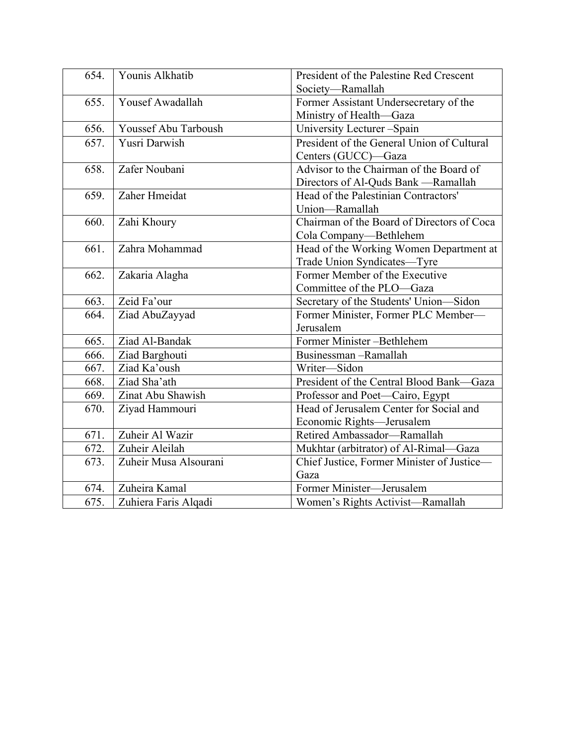| | | |
|---|---|---|
| 654. | Younis Alkhatib | President of the Palestine Red Crescent Society—Ramallah |
| 655. | Yousef Awadallah | Former Assistant Undersecretary of the Ministry of Health—Gaza |
| 656. | Youssef Abu Tarboush | University Lecturer –Spain |
| 657. | Yusri Darwish | President of the General Union of Cultural Centers (GUCC)—Gaza |
| 658. | Zafer Noubani | Advisor to the Chairman of the Board of Directors of Al-Quds Bank —Ramallah |
| 659. | Zaher Hmeidat | Head of the Palestinian Contractors' Union—Ramallah |
| 660. | Zahi Khoury | Chairman of the Board of Directors of Coca Cola Company—Bethlehem |
| 661. | Zahra Mohammad | Head of the Working Women Department at Trade Union Syndicates—Tyre |
| 662. | Zakaria Alagha | Former Member of the Executive Committee of the PLO—Gaza |
| 663. | Zeid Fa'our | Secretary of the Students' Union—Sidon |
| 664. | Ziad AbuZayyad | Former Minister, Former PLC Member—Jerusalem |
| 665. | Ziad Al-Bandak | Former Minister –Bethlehem |
| 666. | Ziad Barghouti | Businessman –Ramallah |
| 667. | Ziad Ka'oush | Writer—Sidon |
| 668. | Ziad Sha'ath | President of the Central Blood Bank—Gaza |
| 669. | Zinat Abu Shawish | Professor and Poet—Cairo, Egypt |
| 670. | Ziyad Hammouri | Head of Jerusalem Center for Social and Economic Rights—Jerusalem |
| 671. | Zuheir Al Wazir | Retired Ambassador—Ramallah |
| 672. | Zuheir Aleilah | Mukhtar (arbitrator) of Al-Rimal—Gaza |
| 673. | Zuheir Musa Alsourani | Chief Justice, Former Minister of Justice—Gaza |
| 674. | Zuheira Kamal | Former Minister—Jerusalem |
| 675. | Zuhiera Faris Alqadi | Women's Rights Activist—Ramallah |